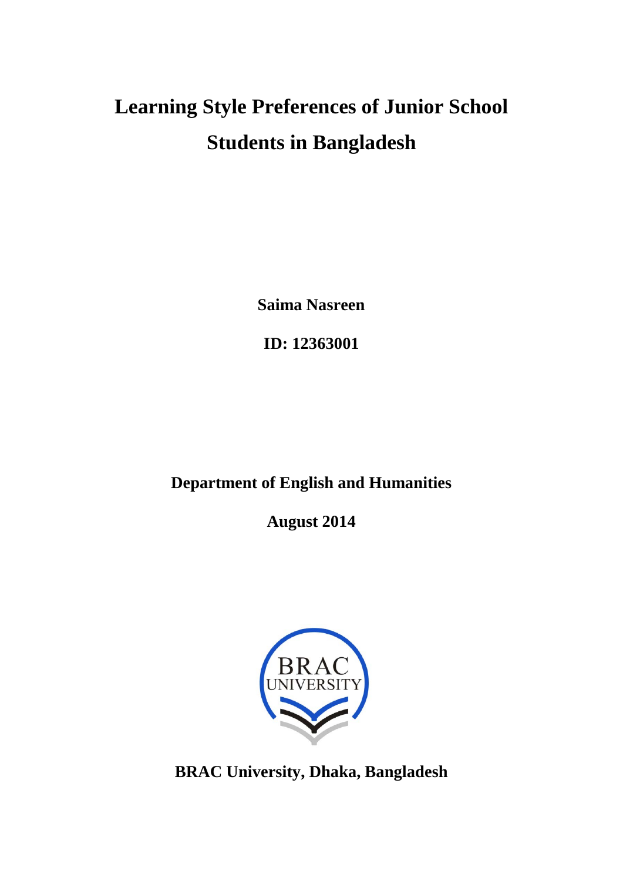# Learning Style Preferences of Junior School Students in Bangladesh

**Saima Nasreen**

**ID: 12363001**

**Department of English and Humanities**

**August 2014**

**BRAC University, Dhaka, Bangladesh**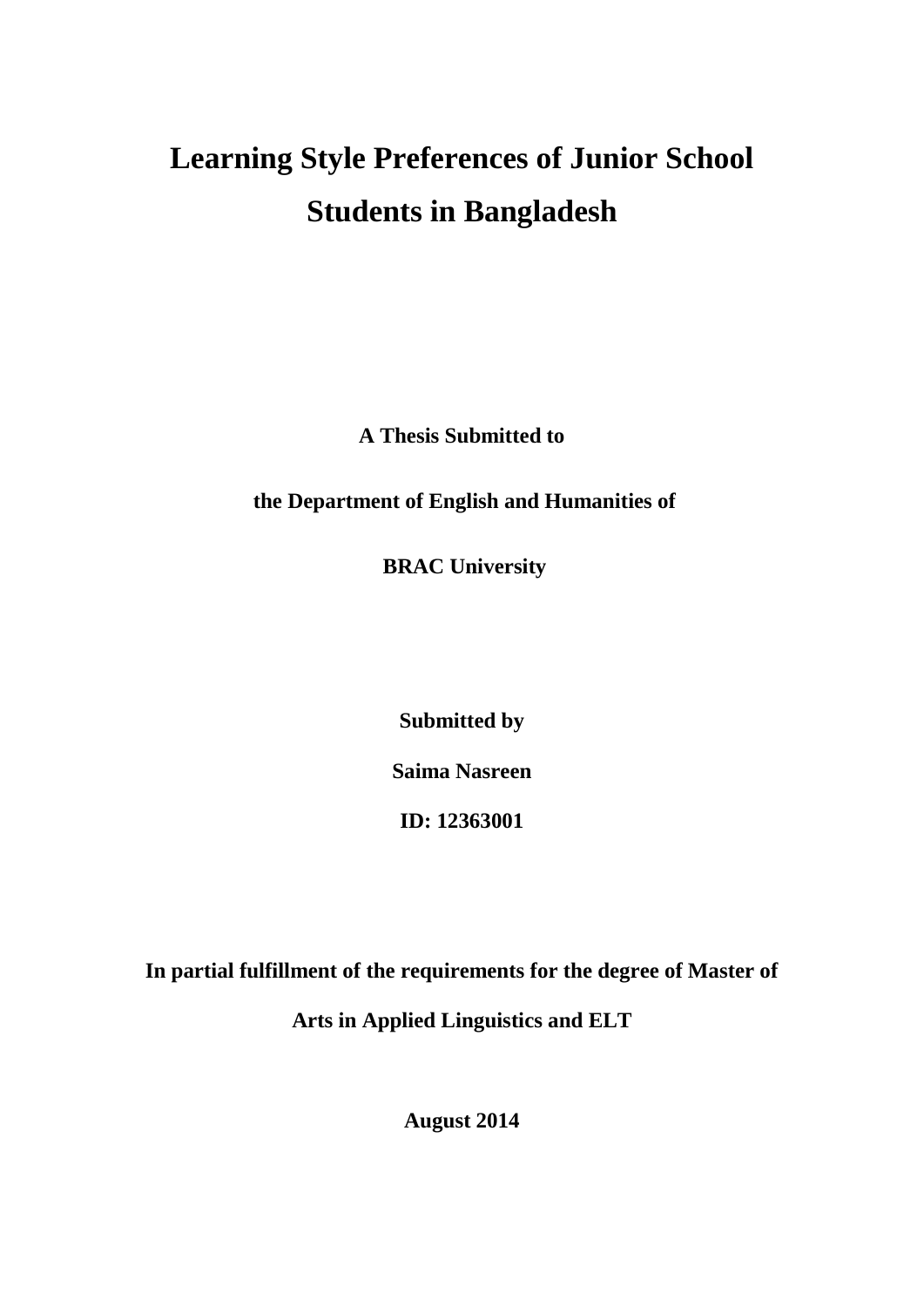# Learning Style Preferences of Junior School Students in Bangladesh

**A Thesis Submitted to**

**the Department of English and Humanities of**

**BRAC University**

**Submitted by**

**Saima Nasreen**

**ID: 12363001**

**In partial fulfillment of the requirements for the degree of Master of Arts in Applied Linguistics and ELT**

**August 2014**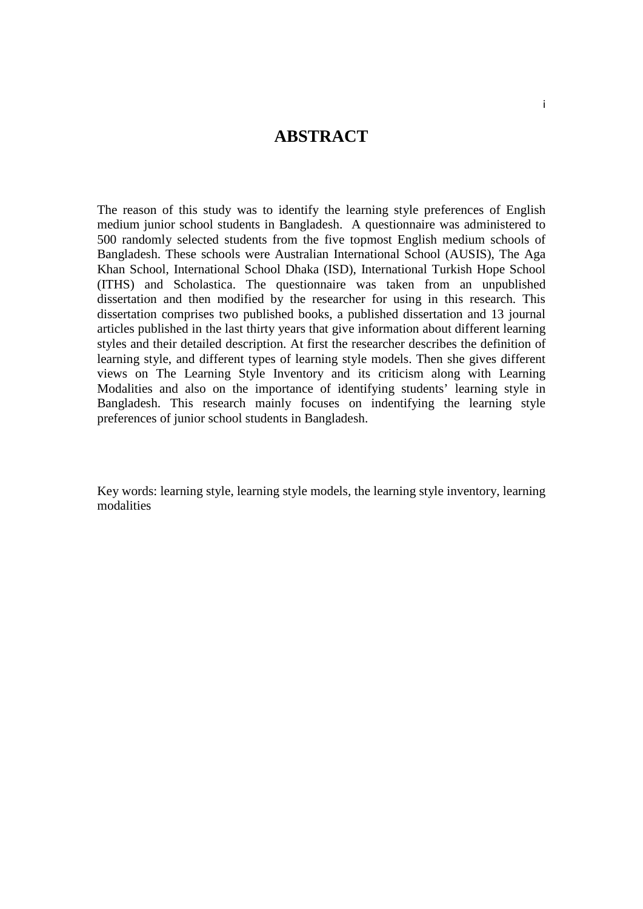# ABSTRACT

The reason of this study was to identify the learning style preferences of English medium junior school students in Bangladesh. A questionnaire was administered to 500 randomly selected students from the five topmost English medium schools of Bangladesh. These schools were Australian International School (AUSIS), The Aga Khan School, International School Dhaka (ISD), International Turkish Hope School (ITHS) and Scholastica. The questionnaire was taken from an unpublished dissertation and then modified by the researcher for using in this research. This dissertation comprises two published books, a published dissertation and 13 journal articles published in the last thirty years that give information about different learning styles and their detailed description. At first the researcher describes the definition of learning style, and different types of learning style models. Then she gives different views on The Learning Style Inventory and its criticism along with Learning Modalities and also on the importance of identifying students' learning style in Bangladesh. This research mainly focuses on indentifying the learning style preferences of junior school students in Bangladesh.

Key words: learning style, learning style models, the learning style inventory, learning modalities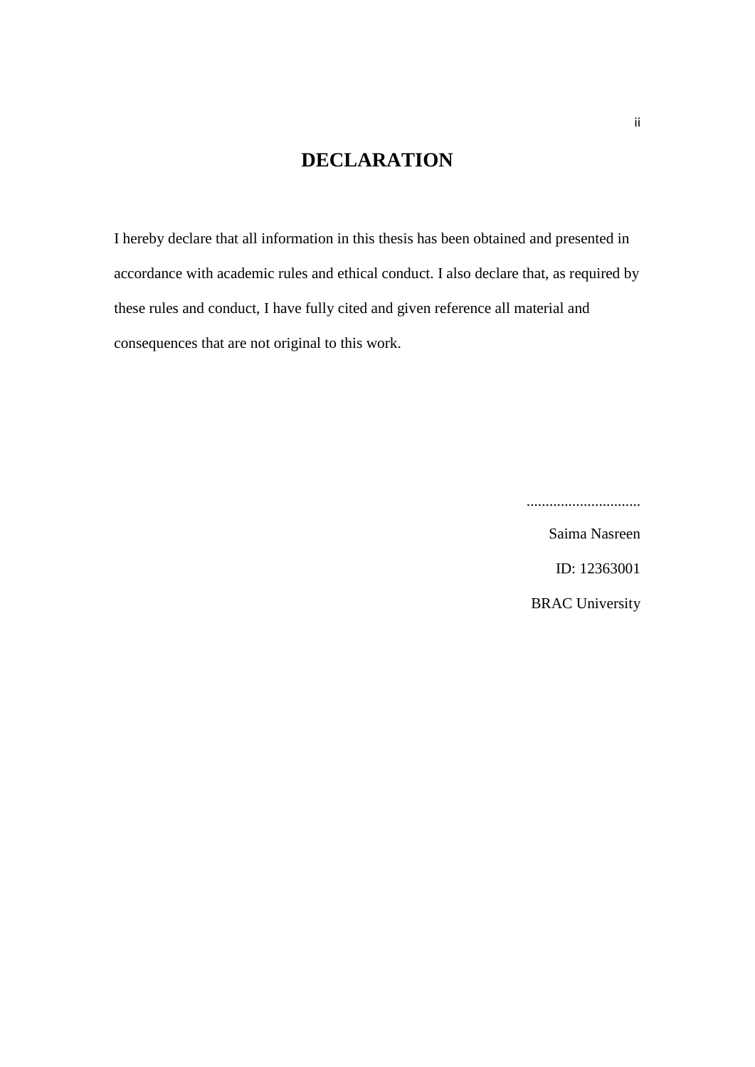# DECLARATION

I hereby declare that all information in this thesis has been obtained and presented in accordance with academic rules and ethical conduct. I also declare that, as required by these rules and conduct, I have fully cited and given reference all material and consequences that are not original to this work.

..............................

Saima Nasreen

ID: 12363001

BRAC University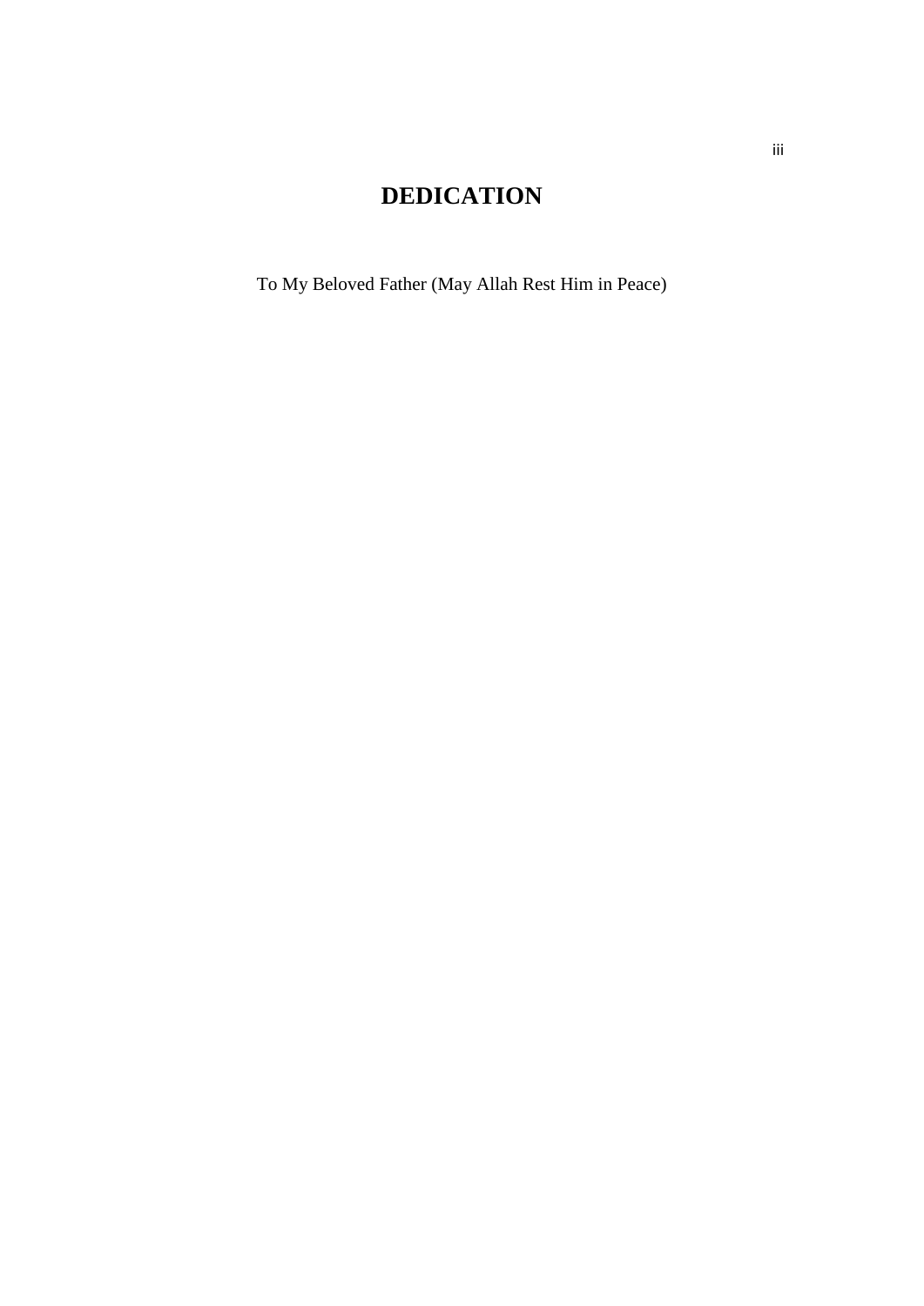# DEDICATION

To My Beloved Father (May Allah Rest Him in Peace)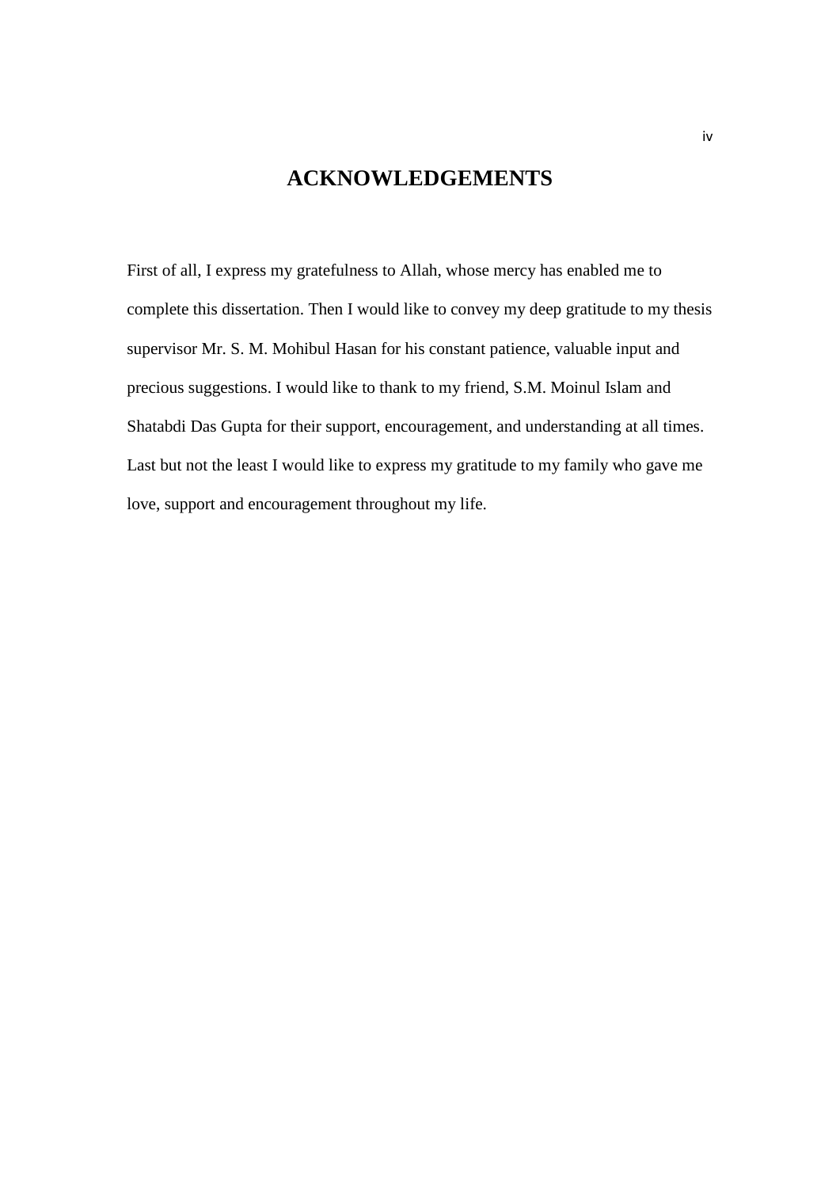# ACKNOWLEDGEMENTS

First of all, I express my gratefulness to Allah, whose mercy has enabled me to complete this dissertation. Then I would like to convey my deep gratitude to my thesis supervisor Mr. S. M. Mohibul Hasan for his constant patience, valuable input and precious suggestions. I would like to thank to my friend, S.M. Moinul Islam and Shatabdi Das Gupta for their support, encouragement, and understanding at all times. Last but not the least I would like to express my gratitude to my family who gave me love, support and encouragement throughout my life.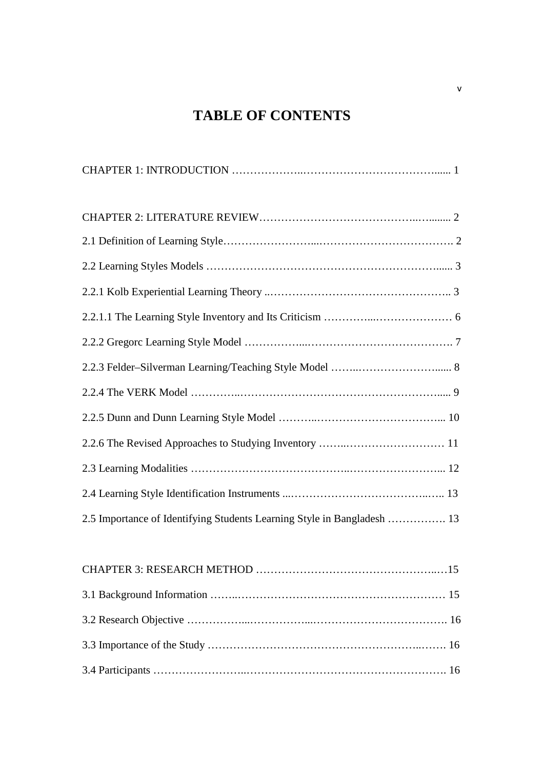# TABLE OF CONTENTS

CHAPTER 1: INTRODUCTION ……………………………………………………....... 1

CHAPTER 2: LITERATURE REVIEW…………………………………………......... 2

2.1 Definition of Learning Style………………………………………………………. 2

2.2 Learning Styles Models ……………………………………………………....... 3

2.2.1 Kolb Experiential Learning Theory ..…………………………………………….. 3

2.2.1.1 The Learning Style Inventory and Its Criticism ……………………………… 6

2.2.2 Gregorc Learning Style Model ………………………………………………. 7

2.2.3 Felder–Silverman Learning/Teaching Style Model ………………………...... 8

2.2.4 The VERK Model …………………………………………………………..... 9

2.2.5 Dunn and Dunn Learning Style Model …………………………………….. 10

2.2.6 The Revised Approaches to Studying Inventory ……………………………… 11

2.3 Learning Modalities ………………………………………………………………... 12

2.4 Learning Style Identification Instruments ...…………………………………….. 13

2.5 Importance of Identifying Students Learning Style in Bangladesh ……………. 13

CHAPTER 3: RESEARCH METHOD ……………………………………………..…15

3.1 Background Information ……..…………………………………………………… 15

3.2 Research Objective ………………………………………………………………. 16

3.3 Importance of the Study ……………………………………………………..……. 16

3.4 Participants ……………………………………………………………………….. 16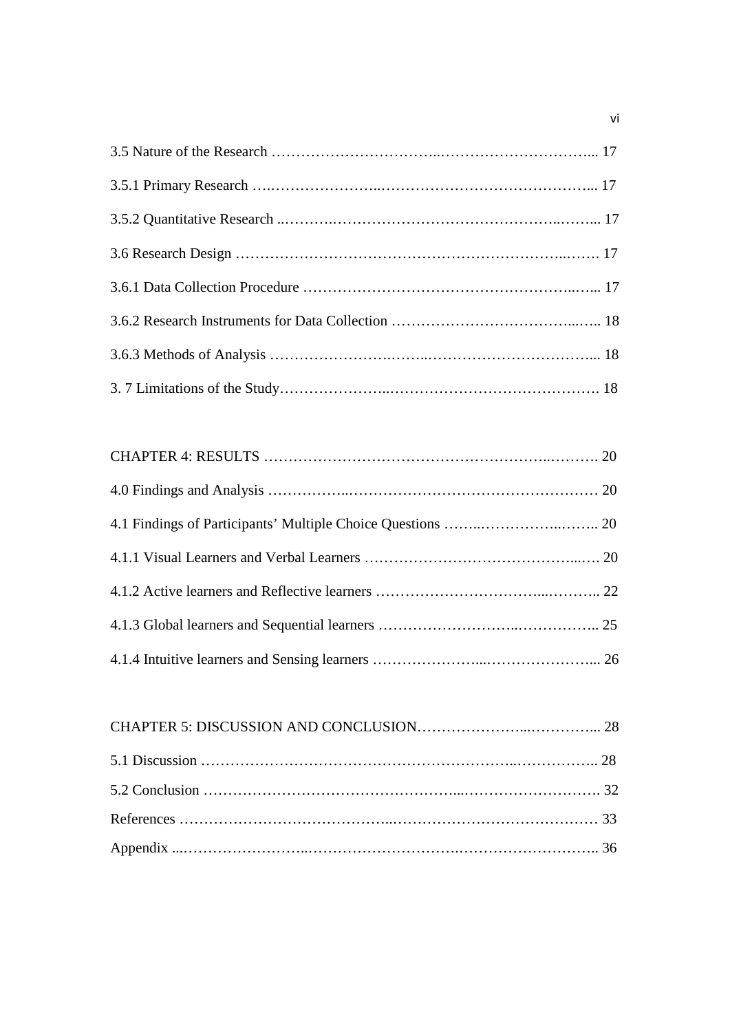3.5 Nature of the Research …………………………..………………………….. 17

3.5.1 Primary Research ….………………..……………………………………... 17

3.5.2 Quantitative Research ..……….………………………………………..…….. 17

3.6 Research Design ……………………………………………………..……. 17

3.6.1 Data Collection Procedure ……………………………………………..…... 17

3.6.2 Research Instruments for Data Collection ……………………………...….. 18

3.6.3 Methods of Analysis ……………………….……..……………………………... 18

3. 7 Limitations of the Study…………………..……………………………………. 18

CHAPTER 4: RESULTS …………………………………………………..………. 20

4.0 Findings and Analysis ……………..…………………………………………… 20

4.1 Findings of Participants' Multiple Choice Questions ……..……………..…….. 20

4.1.1 Visual Learners and Verbal Learners ……………………………………...…. 20

4.1.2 Active learners and Reflective learners ……………………………...……….. 22

4.1.3 Global learners and Sequential learners ……………………..…………….. 25

4.1.4 Intuitive learners and Sensing learners …………………...…………………... 26

CHAPTER 5: DISCUSSION AND CONCLUSION…………………...…………... 28

5.1 Discussion ……………………………………………………..…………….. 28

5.2 Conclusion ……………………………………….....………………………. 32

References …………………………………..…………………………………… 33

Appendix ...……………………..…………………………..……………………….. 36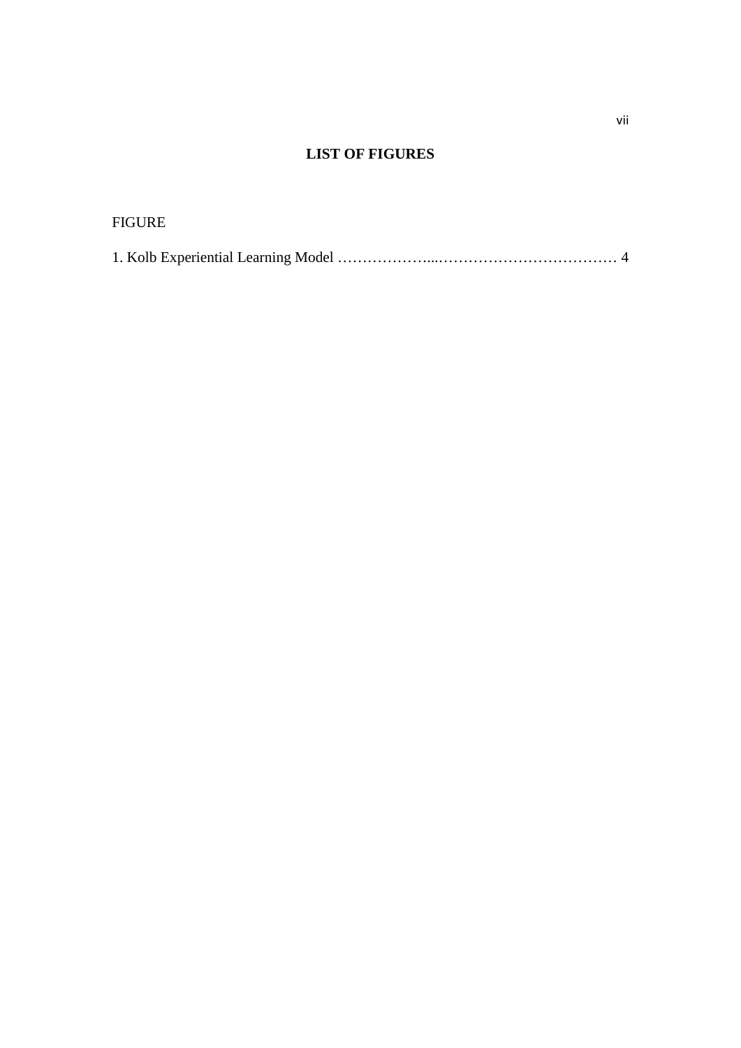# LIST OF FIGURES

FIGURE

1. Kolb Experiential Learning Model ………………...……………………………… 4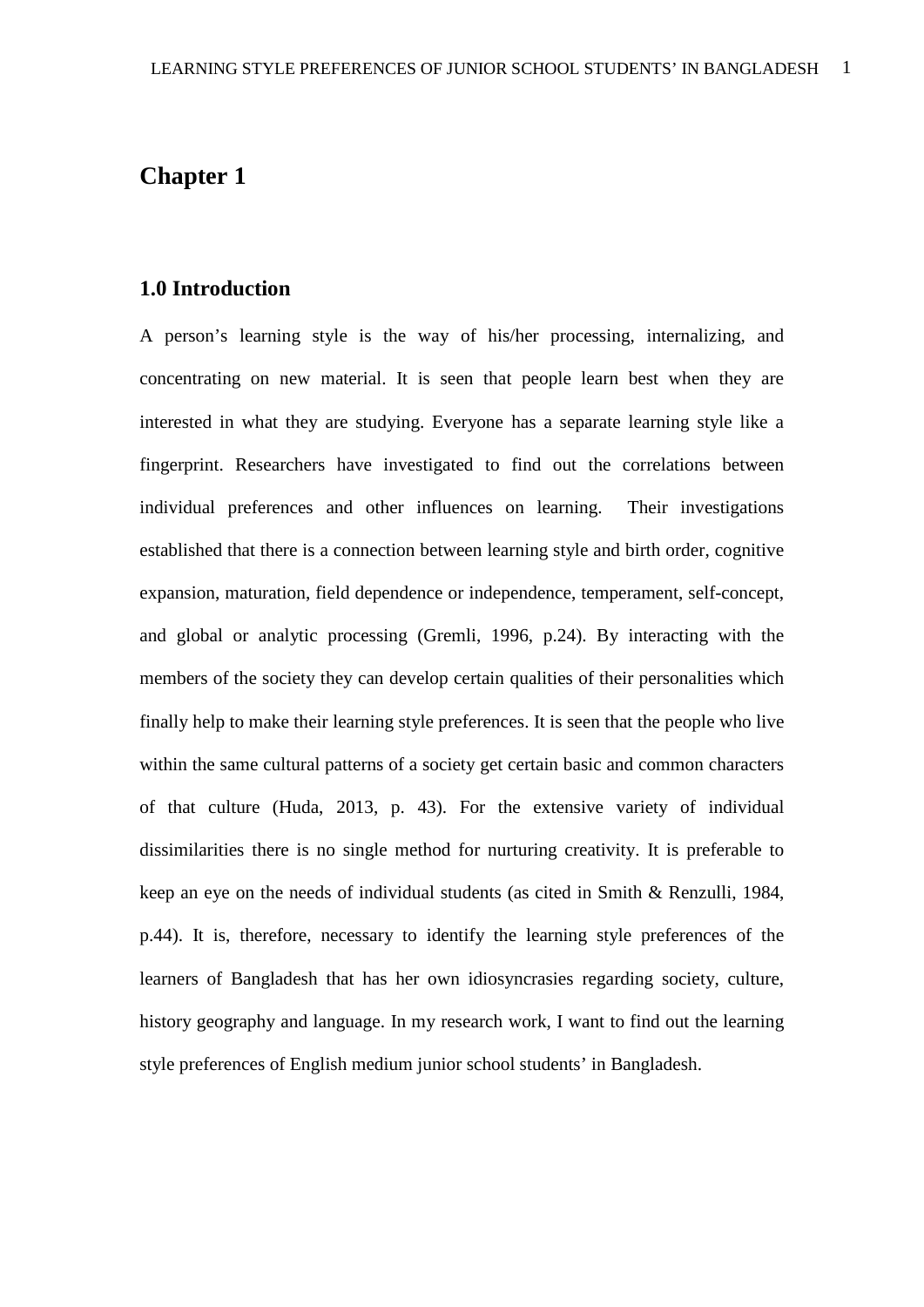# Chapter 1

## 1.0 Introduction

A person's learning style is the way of his/her processing, internalizing, and concentrating on new material. It is seen that people learn best when they are interested in what they are studying. Everyone has a separate learning style like a fingerprint. Researchers have investigated to find out the correlations between individual preferences and other influences on learning. Their investigations established that there is a connection between learning style and birth order, cognitive expansion, maturation, field dependence or independence, temperament, self-concept, and global or analytic processing (Gremli, 1996, p.24). By interacting with the members of the society they can develop certain qualities of their personalities which finally help to make their learning style preferences. It is seen that the people who live within the same cultural patterns of a society get certain basic and common characters of that culture (Huda, 2013, p. 43). For the extensive variety of individual dissimilarities there is no single method for nurturing creativity. It is preferable to keep an eye on the needs of individual students (as cited in Smith & Renzulli, 1984, p.44). It is, therefore, necessary to identify the learning style preferences of the learners of Bangladesh that has her own idiosyncrasies regarding society, culture, history geography and language. In my research work, I want to find out the learning style preferences of English medium junior school students' in Bangladesh.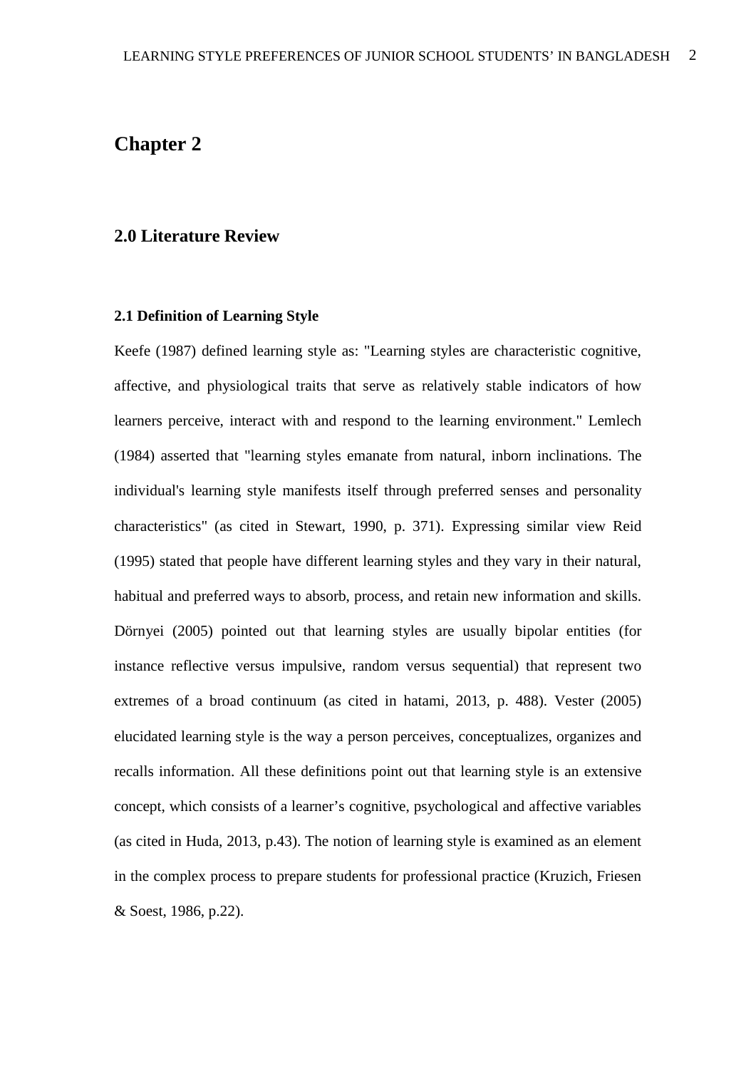# Chapter 2

## 2.0 Literature Review

### 2.1 Definition of Learning Style

Keefe (1987) defined learning style as: "Learning styles are characteristic cognitive, affective, and physiological traits that serve as relatively stable indicators of how learners perceive, interact with and respond to the learning environment." Lemlech (1984) asserted that "learning styles emanate from natural, inborn inclinations. The individual's learning style manifests itself through preferred senses and personality characteristics" (as cited in Stewart, 1990, p. 371). Expressing similar view Reid (1995) stated that people have different learning styles and they vary in their natural, habitual and preferred ways to absorb, process, and retain new information and skills. Dörnyei (2005) pointed out that learning styles are usually bipolar entities (for instance reflective versus impulsive, random versus sequential) that represent two extremes of a broad continuum (as cited in hatami, 2013, p. 488). Vester (2005) elucidated learning style is the way a person perceives, conceptualizes, organizes and recalls information. All these definitions point out that learning style is an extensive concept, which consists of a learner's cognitive, psychological and affective variables (as cited in Huda, 2013, p.43). The notion of learning style is examined as an element in the complex process to prepare students for professional practice (Kruzich, Friesen & Soest, 1986, p.22).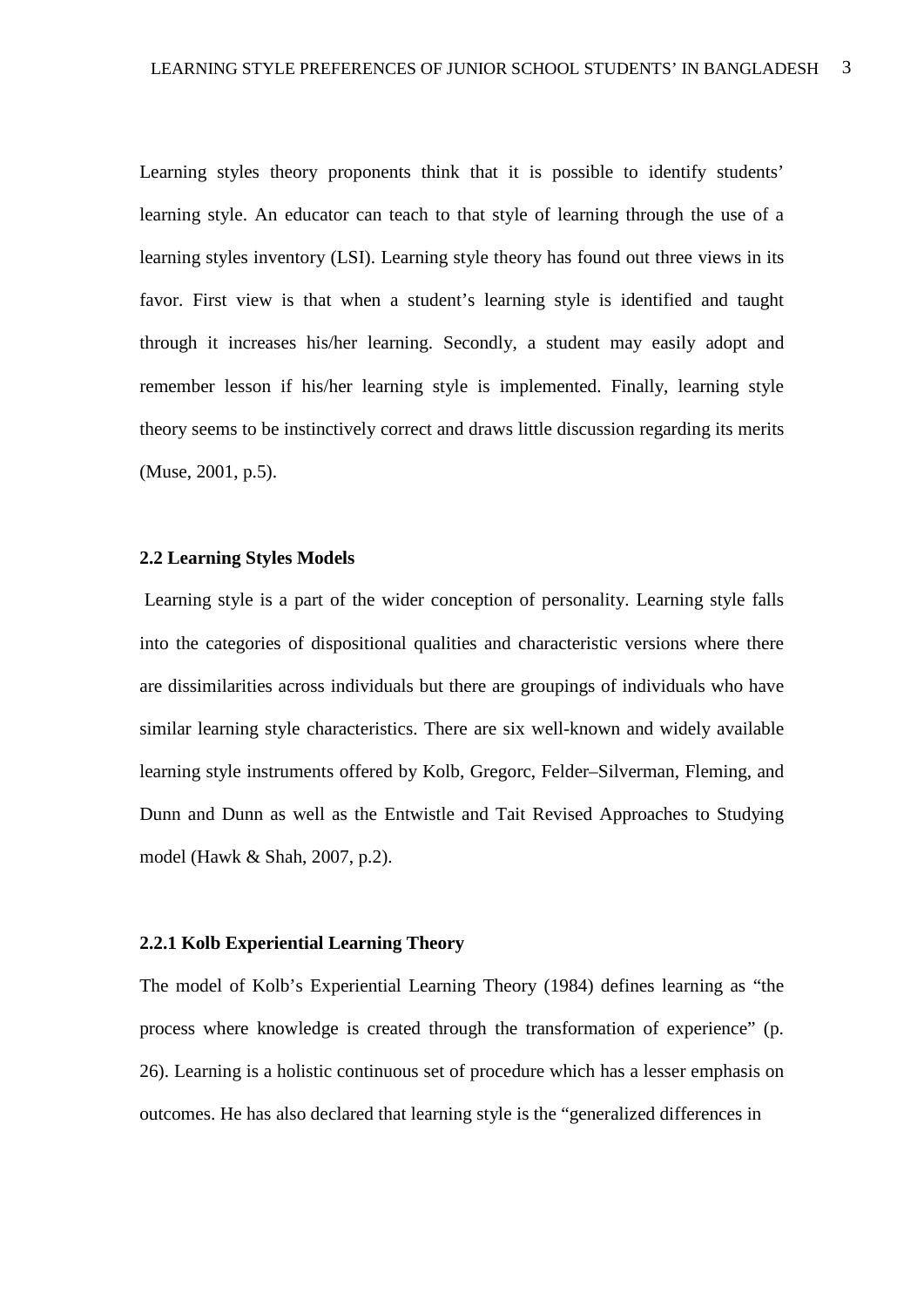Learning styles theory proponents think that it is possible to identify students' learning style. An educator can teach to that style of learning through the use of a learning styles inventory (LSI). Learning style theory has found out three views in its favor. First view is that when a student's learning style is identified and taught through it increases his/her learning. Secondly, a student may easily adopt and remember lesson if his/her learning style is implemented. Finally, learning style theory seems to be instinctively correct and draws little discussion regarding its merits (Muse, 2001, p.5).

### 2.2 Learning Styles Models

Learning style is a part of the wider conception of personality. Learning style falls into the categories of dispositional qualities and characteristic versions where there are dissimilarities across individuals but there are groupings of individuals who have similar learning style characteristics. There are six well-known and widely available learning style instruments offered by Kolb, Gregorc, Felder–Silverman, Fleming, and Dunn and Dunn as well as the Entwistle and Tait Revised Approaches to Studying model (Hawk & Shah, 2007, p.2).

#### 2.2.1 Kolb Experiential Learning Theory

The model of Kolb's Experiential Learning Theory (1984) defines learning as "the process where knowledge is created through the transformation of experience" (p. 26). Learning is a holistic continuous set of procedure which has a lesser emphasis on outcomes. He has also declared that learning style is the "generalized differences in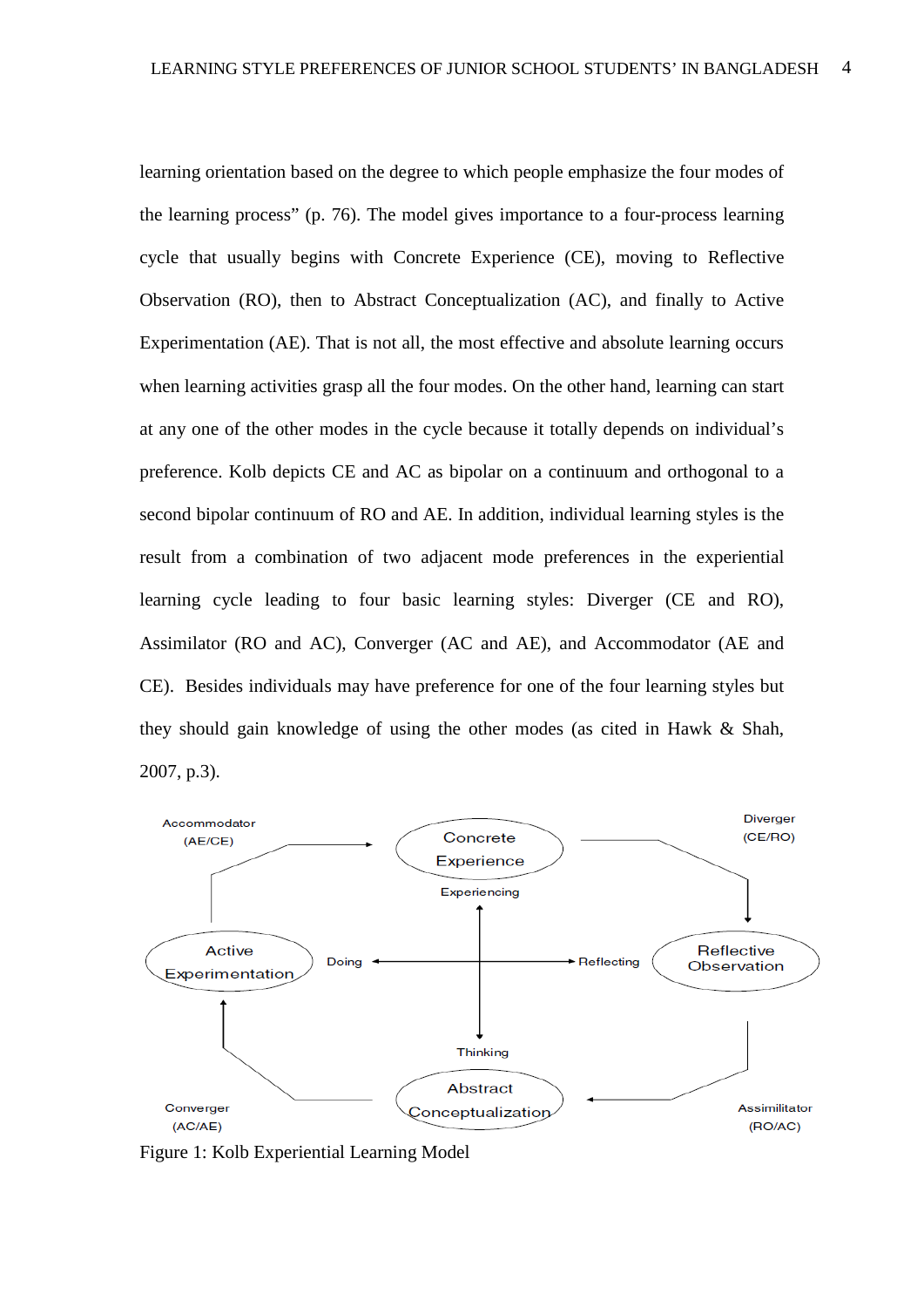learning orientation based on the degree to which people emphasize the four modes of the learning process" (p. 76). The model gives importance to a four-process learning cycle that usually begins with Concrete Experience (CE), moving to Reflective Observation (RO), then to Abstract Conceptualization (AC), and finally to Active Experimentation (AE). That is not all, the most effective and absolute learning occurs when learning activities grasp all the four modes. On the other hand, learning can start at any one of the other modes in the cycle because it totally depends on individual's preference. Kolb depicts CE and AC as bipolar on a continuum and orthogonal to a second bipolar continuum of RO and AE. In addition, individual learning styles is the result from a combination of two adjacent mode preferences in the experiential learning cycle leading to four basic learning styles: Diverger (CE and RO), Assimilator (RO and AC), Converger (AC and AE), and Accommodator (AE and CE). Besides individuals may have preference for one of the four learning styles but they should gain knowledge of using the other modes (as cited in Hawk & Shah, 2007, p.3).

Accommodator (AE/CE)

Concrete Experience

Diverger (CE/RO)

Experiencing

Active Experimentation

Doing

Reflecting

Reflective Observation

Thinking

Abstract Conceptualization

Converger (AC/AE)

Assimilitator (RO/AC)

Figure 1: Kolb Experiential Learning Model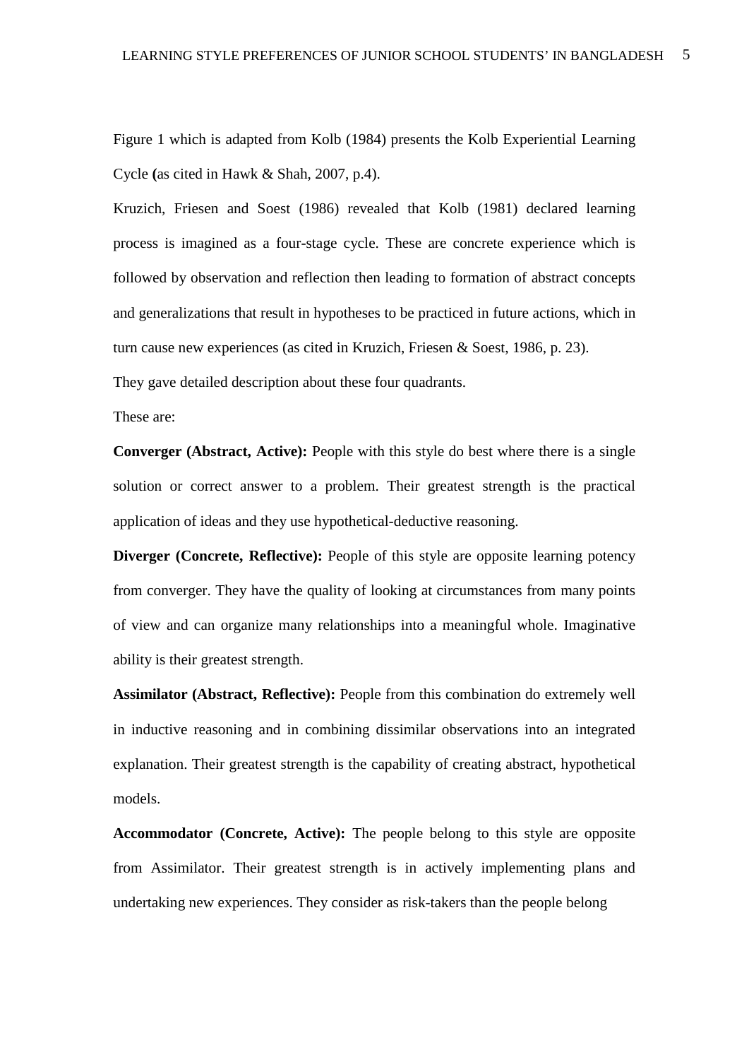Figure 1 which is adapted from Kolb (1984) presents the Kolb Experiential Learning Cycle **(**as cited in Hawk & Shah, 2007, p.4).

Kruzich, Friesen and Soest (1986) revealed that Kolb (1981) declared learning process is imagined as a four-stage cycle. These are concrete experience which is followed by observation and reflection then leading to formation of abstract concepts and generalizations that result in hypotheses to be practiced in future actions, which in turn cause new experiences (as cited in Kruzich, Friesen & Soest, 1986, p. 23).

They gave detailed description about these four quadrants.

These are:

**Converger (Abstract, Active):** People with this style do best where there is a single solution or correct answer to a problem. Their greatest strength is the practical application of ideas and they use hypothetical-deductive reasoning.

**Diverger (Concrete, Reflective):** People of this style are opposite learning potency from converger. They have the quality of looking at circumstances from many points of view and can organize many relationships into a meaningful whole. Imaginative ability is their greatest strength.

**Assimilator (Abstract, Reflective):** People from this combination do extremely well in inductive reasoning and in combining dissimilar observations into an integrated explanation. Their greatest strength is the capability of creating abstract, hypothetical models.

**Accommodator (Concrete, Active):** The people belong to this style are opposite from Assimilator. Their greatest strength is in actively implementing plans and undertaking new experiences. They consider as risk-takers than the people belong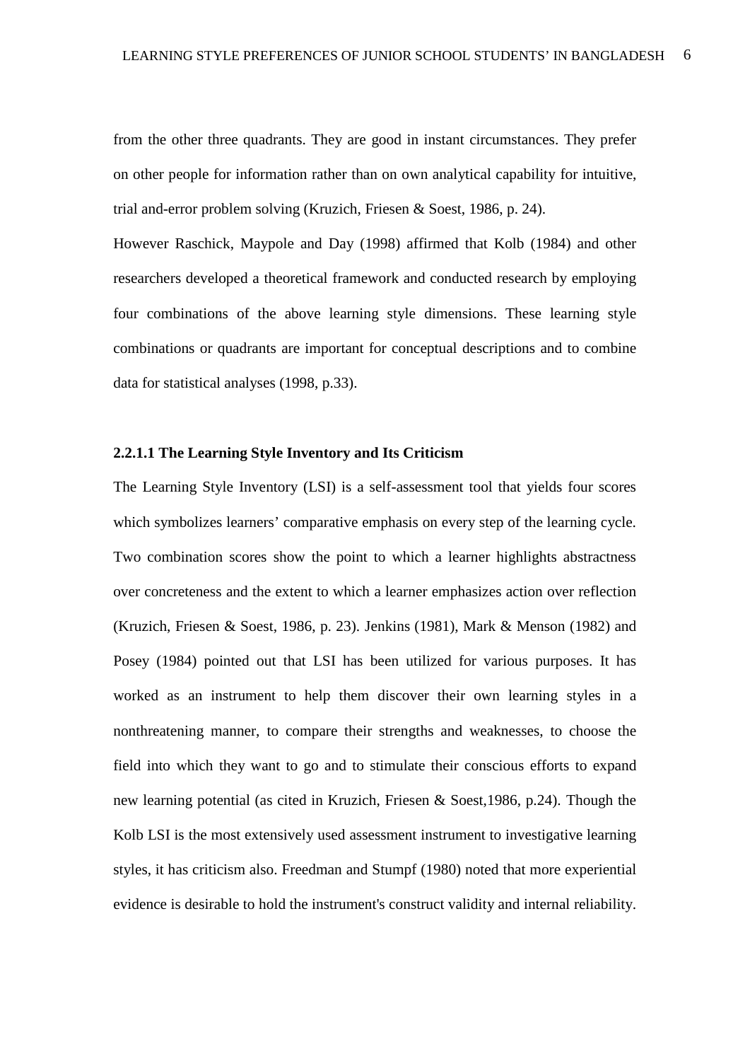from the other three quadrants. They are good in instant circumstances. They prefer on other people for information rather than on own analytical capability for intuitive, trial and-error problem solving (Kruzich, Friesen & Soest, 1986, p. 24).

However Raschick, Maypole and Day (1998) affirmed that Kolb (1984) and other researchers developed a theoretical framework and conducted research by employing four combinations of the above learning style dimensions. These learning style combinations or quadrants are important for conceptual descriptions and to combine data for statistical analyses (1998, p.33).

#### 2.2.1.1 The Learning Style Inventory and Its Criticism

The Learning Style Inventory (LSI) is a self-assessment tool that yields four scores which symbolizes learners' comparative emphasis on every step of the learning cycle. Two combination scores show the point to which a learner highlights abstractness over concreteness and the extent to which a learner emphasizes action over reflection (Kruzich, Friesen & Soest, 1986, p. 23). Jenkins (1981), Mark & Menson (1982) and Posey (1984) pointed out that LSI has been utilized for various purposes. It has worked as an instrument to help them discover their own learning styles in a nonthreatening manner, to compare their strengths and weaknesses, to choose the field into which they want to go and to stimulate their conscious efforts to expand new learning potential (as cited in Kruzich, Friesen & Soest,1986, p.24). Though the Kolb LSI is the most extensively used assessment instrument to investigative learning styles, it has criticism also. Freedman and Stumpf (1980) noted that more experiential evidence is desirable to hold the instrument's construct validity and internal reliability.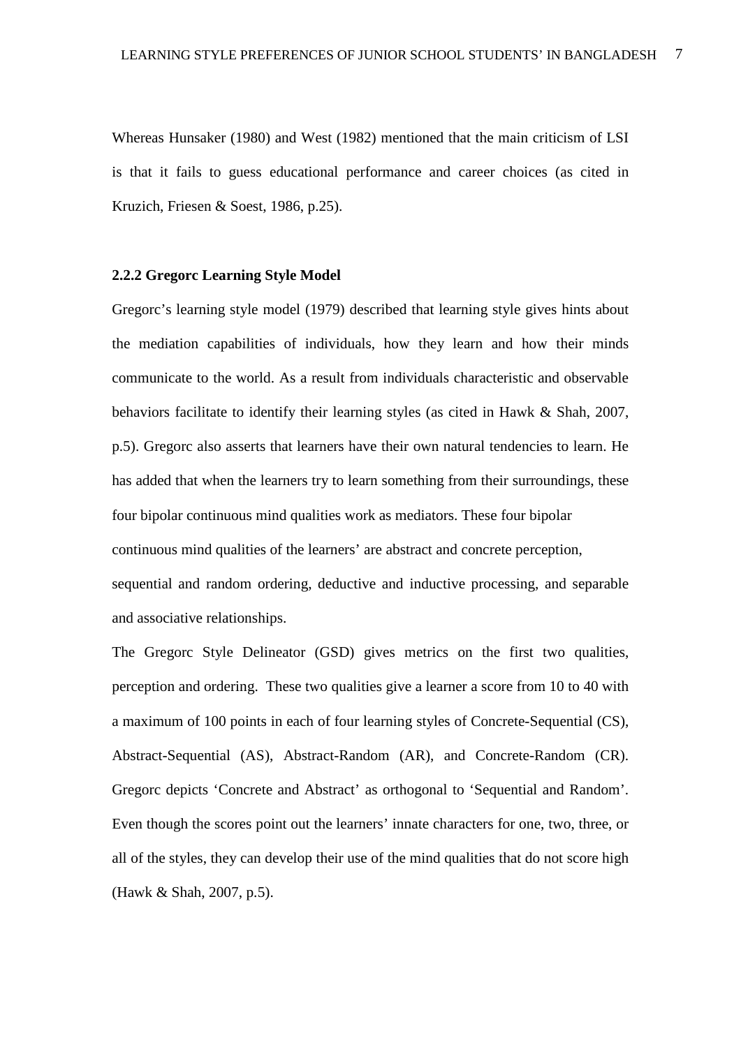Whereas Hunsaker (1980) and West (1982) mentioned that the main criticism of LSI is that it fails to guess educational performance and career choices (as cited in Kruzich, Friesen & Soest, 1986, p.25).

### 2.2.2 Gregorc Learning Style Model

Gregorc's learning style model (1979) described that learning style gives hints about the mediation capabilities of individuals, how they learn and how their minds communicate to the world. As a result from individuals characteristic and observable behaviors facilitate to identify their learning styles (as cited in Hawk & Shah, 2007, p.5). Gregorc also asserts that learners have their own natural tendencies to learn. He has added that when the learners try to learn something from their surroundings, these four bipolar continuous mind qualities work as mediators. These four bipolar continuous mind qualities of the learners' are abstract and concrete perception, sequential and random ordering, deductive and inductive processing, and separable and associative relationships.

The Gregorc Style Delineator (GSD) gives metrics on the first two qualities, perception and ordering. These two qualities give a learner a score from 10 to 40 with a maximum of 100 points in each of four learning styles of Concrete-Sequential (CS), Abstract-Sequential (AS), Abstract-Random (AR), and Concrete-Random (CR). Gregorc depicts 'Concrete and Abstract' as orthogonal to 'Sequential and Random'. Even though the scores point out the learners' innate characters for one, two, three, or all of the styles, they can develop their use of the mind qualities that do not score high (Hawk & Shah, 2007, p.5).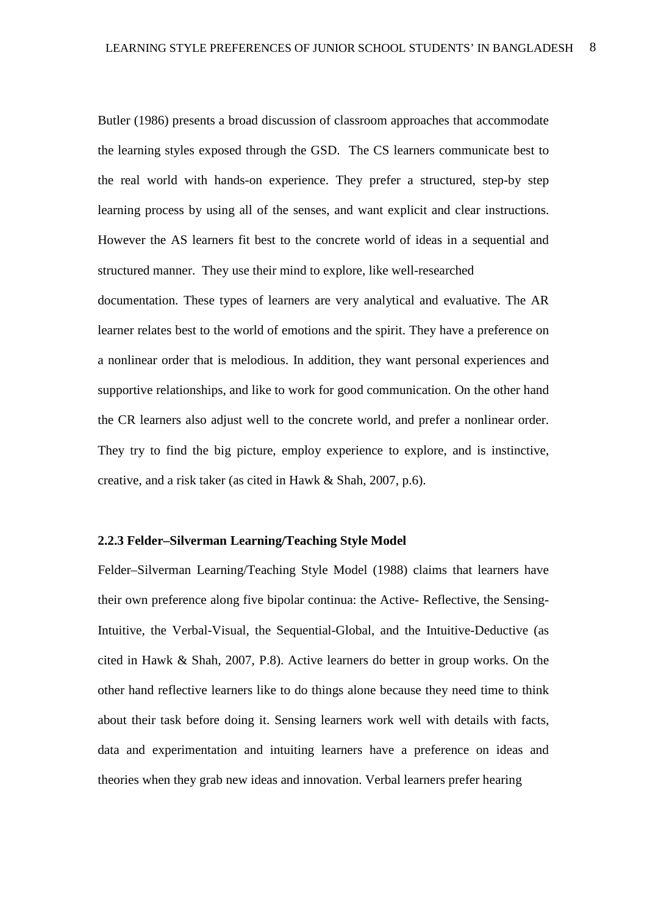Butler (1986) presents a broad discussion of classroom approaches that accommodate the learning styles exposed through the GSD. The CS learners communicate best to the real world with hands-on experience. They prefer a structured, step-by step learning process by using all of the senses, and want explicit and clear instructions. However the AS learners fit best to the concrete world of ideas in a sequential and structured manner. They use their mind to explore, like well-researched documentation. These types of learners are very analytical and evaluative. The AR learner relates best to the world of emotions and the spirit. They have a preference on a nonlinear order that is melodious. In addition, they want personal experiences and supportive relationships, and like to work for good communication. On the other hand the CR learners also adjust well to the concrete world, and prefer a nonlinear order. They try to find the big picture, employ experience to explore, and is instinctive, creative, and a risk taker (as cited in Hawk & Shah, 2007, p.6).

### 2.2.3 Felder–Silverman Learning/Teaching Style Model

Felder–Silverman Learning/Teaching Style Model (1988) claims that learners have their own preference along five bipolar continua: the Active- Reflective, the Sensing-Intuitive, the Verbal-Visual, the Sequential-Global, and the Intuitive-Deductive (as cited in Hawk & Shah, 2007, P.8). Active learners do better in group works. On the other hand reflective learners like to do things alone because they need time to think about their task before doing it. Sensing learners work well with details with facts, data and experimentation and intuiting learners have a preference on ideas and theories when they grab new ideas and innovation. Verbal learners prefer hearing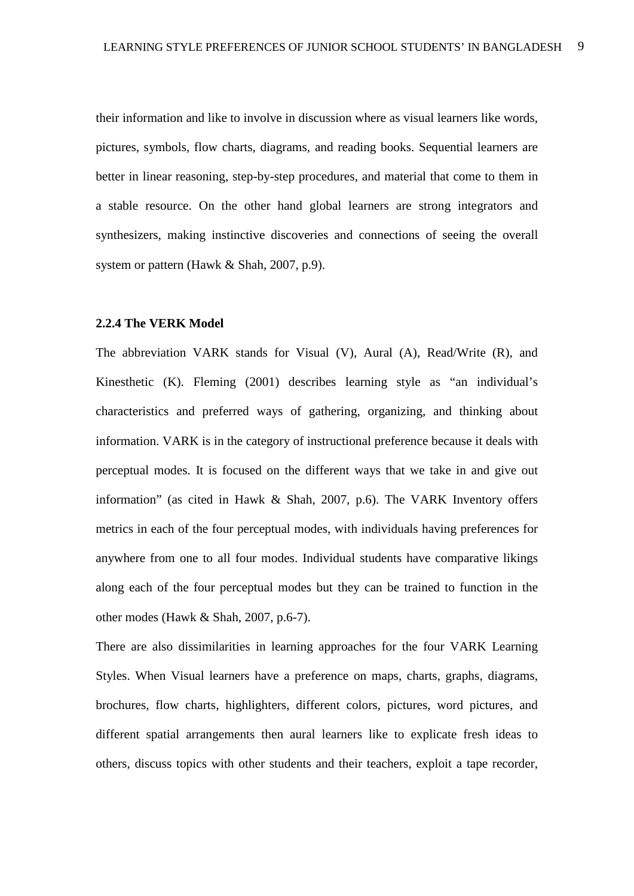their information and like to involve in discussion where as visual learners like words, pictures, symbols, flow charts, diagrams, and reading books. Sequential learners are better in linear reasoning, step-by-step procedures, and material that come to them in a stable resource. On the other hand global learners are strong integrators and synthesizers, making instinctive discoveries and connections of seeing the overall system or pattern (Hawk & Shah, 2007, p.9).

### 2.2.4 The VERK Model

The abbreviation VARK stands for Visual (V), Aural (A), Read/Write (R), and Kinesthetic (K). Fleming (2001) describes learning style as "an individual's characteristics and preferred ways of gathering, organizing, and thinking about information. VARK is in the category of instructional preference because it deals with perceptual modes. It is focused on the different ways that we take in and give out information" (as cited in Hawk & Shah, 2007, p.6). The VARK Inventory offers metrics in each of the four perceptual modes, with individuals having preferences for anywhere from one to all four modes. Individual students have comparative likings along each of the four perceptual modes but they can be trained to function in the other modes (Hawk & Shah, 2007, p.6-7).

There are also dissimilarities in learning approaches for the four VARK Learning Styles. When Visual learners have a preference on maps, charts, graphs, diagrams, brochures, flow charts, highlighters, different colors, pictures, word pictures, and different spatial arrangements then aural learners like to explicate fresh ideas to others, discuss topics with other students and their teachers, exploit a tape recorder,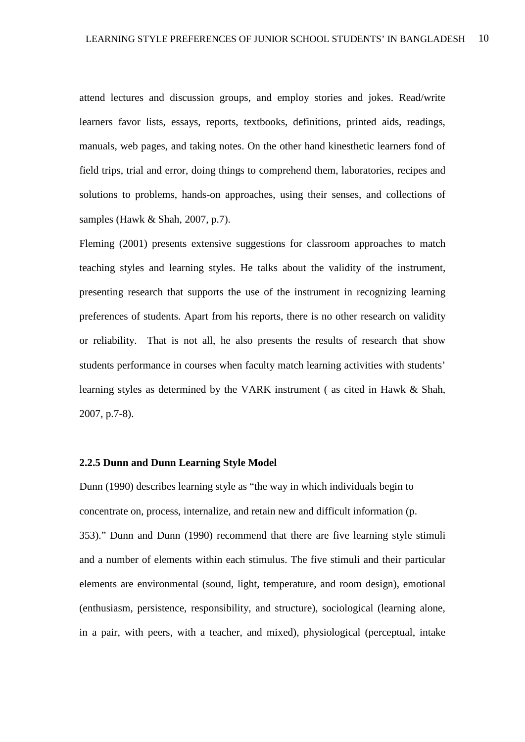attend lectures and discussion groups, and employ stories and jokes. Read/write learners favor lists, essays, reports, textbooks, definitions, printed aids, readings, manuals, web pages, and taking notes. On the other hand kinesthetic learners fond of field trips, trial and error, doing things to comprehend them, laboratories, recipes and solutions to problems, hands-on approaches, using their senses, and collections of samples (Hawk & Shah, 2007, p.7).

Fleming (2001) presents extensive suggestions for classroom approaches to match teaching styles and learning styles. He talks about the validity of the instrument, presenting research that supports the use of the instrument in recognizing learning preferences of students. Apart from his reports, there is no other research on validity or reliability. That is not all, he also presents the results of research that show students performance in courses when faculty match learning activities with students' learning styles as determined by the VARK instrument ( as cited in Hawk & Shah, 2007, p.7-8).

**2.2.5 Dunn and Dunn Learning Style Model**

Dunn (1990) describes learning style as "the way in which individuals begin to concentrate on, process, internalize, and retain new and difficult information (p. 353)." Dunn and Dunn (1990) recommend that there are five learning style stimuli and a number of elements within each stimulus. The five stimuli and their particular elements are environmental (sound, light, temperature, and room design), emotional (enthusiasm, persistence, responsibility, and structure), sociological (learning alone, in a pair, with peers, with a teacher, and mixed), physiological (perceptual, intake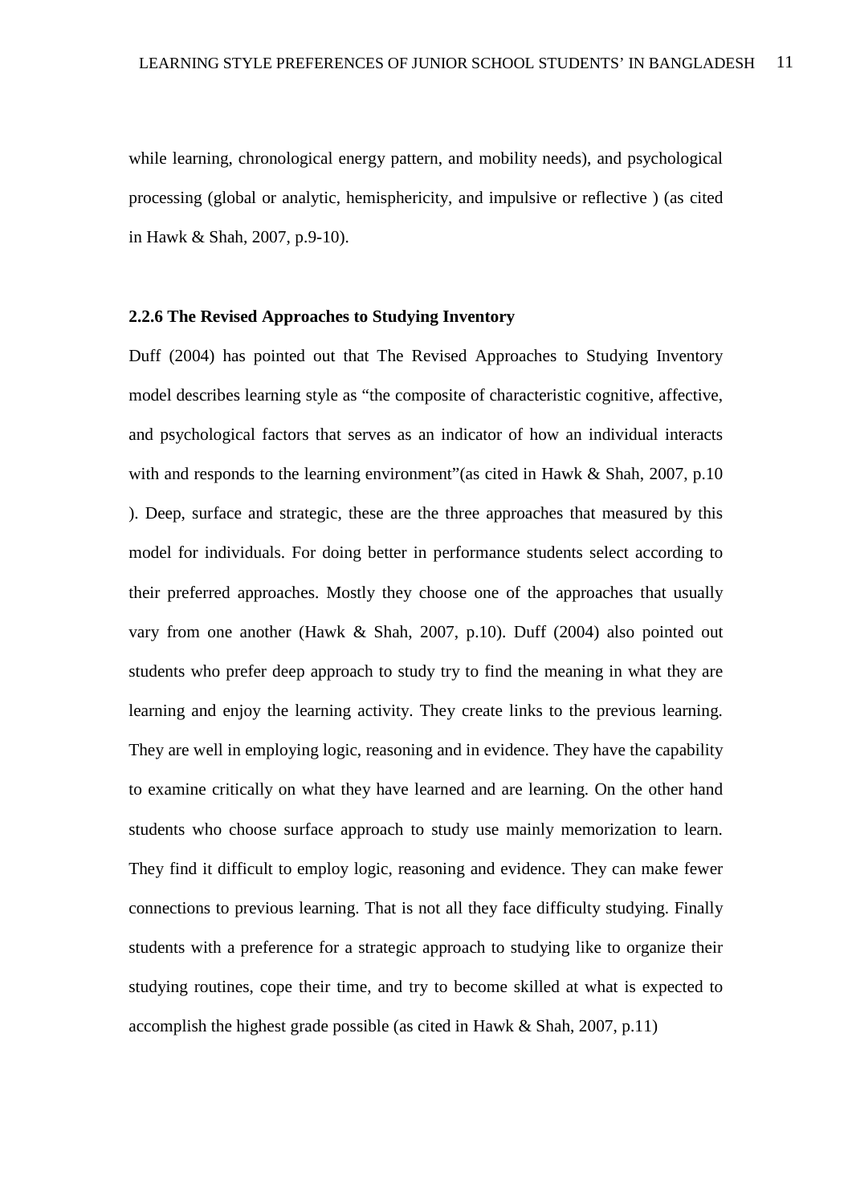while learning, chronological energy pattern, and mobility needs), and psychological processing (global or analytic, hemisphericity, and impulsive or reflective ) (as cited in Hawk & Shah, 2007, p.9-10).

### 2.2.6 The Revised Approaches to Studying Inventory

Duff (2004) has pointed out that The Revised Approaches to Studying Inventory model describes learning style as "the composite of characteristic cognitive, affective, and psychological factors that serves as an indicator of how an individual interacts with and responds to the learning environment"(as cited in Hawk & Shah, 2007, p.10 ). Deep, surface and strategic, these are the three approaches that measured by this model for individuals. For doing better in performance students select according to their preferred approaches. Mostly they choose one of the approaches that usually vary from one another (Hawk & Shah, 2007, p.10). Duff (2004) also pointed out students who prefer deep approach to study try to find the meaning in what they are learning and enjoy the learning activity. They create links to the previous learning. They are well in employing logic, reasoning and in evidence. They have the capability to examine critically on what they have learned and are learning. On the other hand students who choose surface approach to study use mainly memorization to learn. They find it difficult to employ logic, reasoning and evidence. They can make fewer connections to previous learning. That is not all they face difficulty studying. Finally students with a preference for a strategic approach to studying like to organize their studying routines, cope their time, and try to become skilled at what is expected to accomplish the highest grade possible (as cited in Hawk & Shah, 2007, p.11)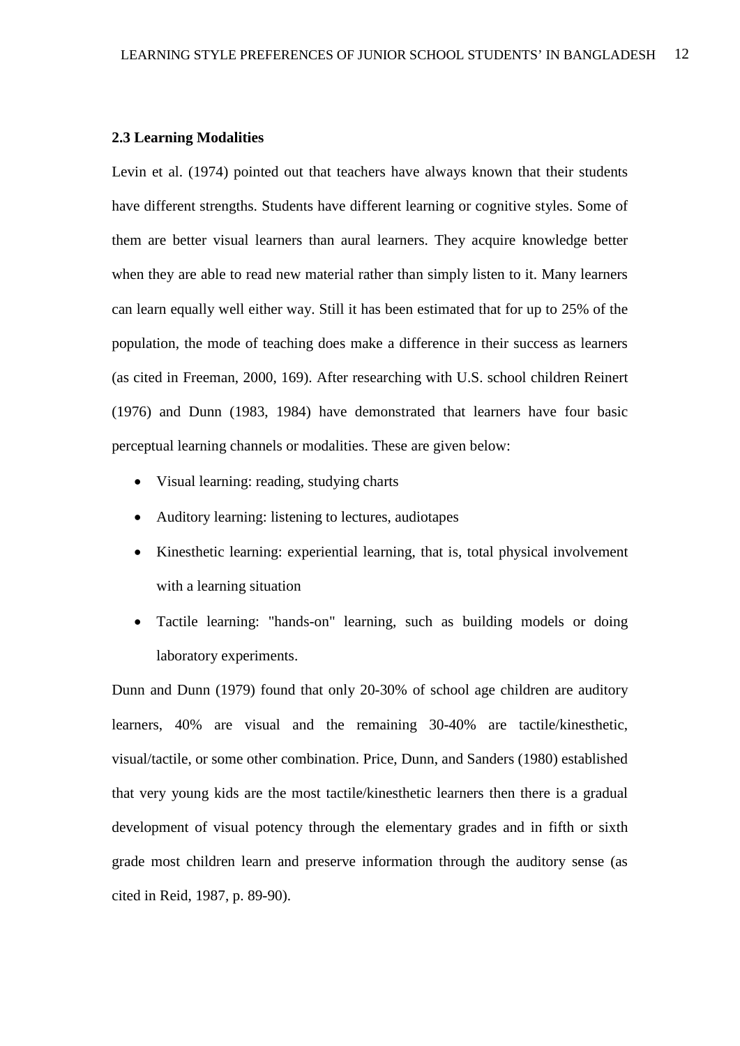### 2.3 Learning Modalities

Levin et al. (1974) pointed out that teachers have always known that their students have different strengths. Students have different learning or cognitive styles. Some of them are better visual learners than aural learners. They acquire knowledge better when they are able to read new material rather than simply listen to it. Many learners can learn equally well either way. Still it has been estimated that for up to 25% of the population, the mode of teaching does make a difference in their success as learners (as cited in Freeman, 2000, 169). After researching with U.S. school children Reinert (1976) and Dunn (1983, 1984) have demonstrated that learners have four basic perceptual learning channels or modalities. These are given below:

- Visual learning: reading, studying charts
- Auditory learning: listening to lectures, audiotapes
- Kinesthetic learning: experiential learning, that is, total physical involvement with a learning situation
- Tactile learning: "hands-on" learning, such as building models or doing laboratory experiments.

Dunn and Dunn (1979) found that only 20-30% of school age children are auditory learners, 40% are visual and the remaining 30-40% are tactile/kinesthetic, visual/tactile, or some other combination. Price, Dunn, and Sanders (1980) established that very young kids are the most tactile/kinesthetic learners then there is a gradual development of visual potency through the elementary grades and in fifth or sixth grade most children learn and preserve information through the auditory sense (as cited in Reid, 1987, p. 89-90).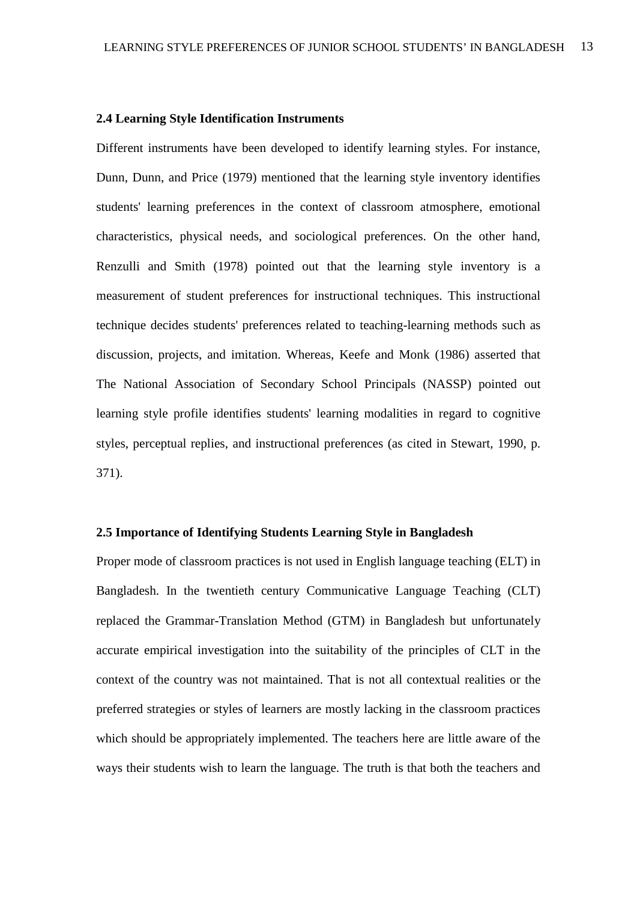### 2.4 Learning Style Identification Instruments

Different instruments have been developed to identify learning styles. For instance, Dunn, Dunn, and Price (1979) mentioned that the learning style inventory identifies students' learning preferences in the context of classroom atmosphere, emotional characteristics, physical needs, and sociological preferences. On the other hand, Renzulli and Smith (1978) pointed out that the learning style inventory is a measurement of student preferences for instructional techniques. This instructional technique decides students' preferences related to teaching-learning methods such as discussion, projects, and imitation. Whereas, Keefe and Monk (1986) asserted that The National Association of Secondary School Principals (NASSP) pointed out learning style profile identifies students' learning modalities in regard to cognitive styles, perceptual replies, and instructional preferences (as cited in Stewart, 1990, p. 371).

### 2.5 Importance of Identifying Students Learning Style in Bangladesh

Proper mode of classroom practices is not used in English language teaching (ELT) in Bangladesh. In the twentieth century Communicative Language Teaching (CLT) replaced the Grammar-Translation Method (GTM) in Bangladesh but unfortunately accurate empirical investigation into the suitability of the principles of CLT in the context of the country was not maintained. That is not all contextual realities or the preferred strategies or styles of learners are mostly lacking in the classroom practices which should be appropriately implemented. The teachers here are little aware of the ways their students wish to learn the language. The truth is that both the teachers and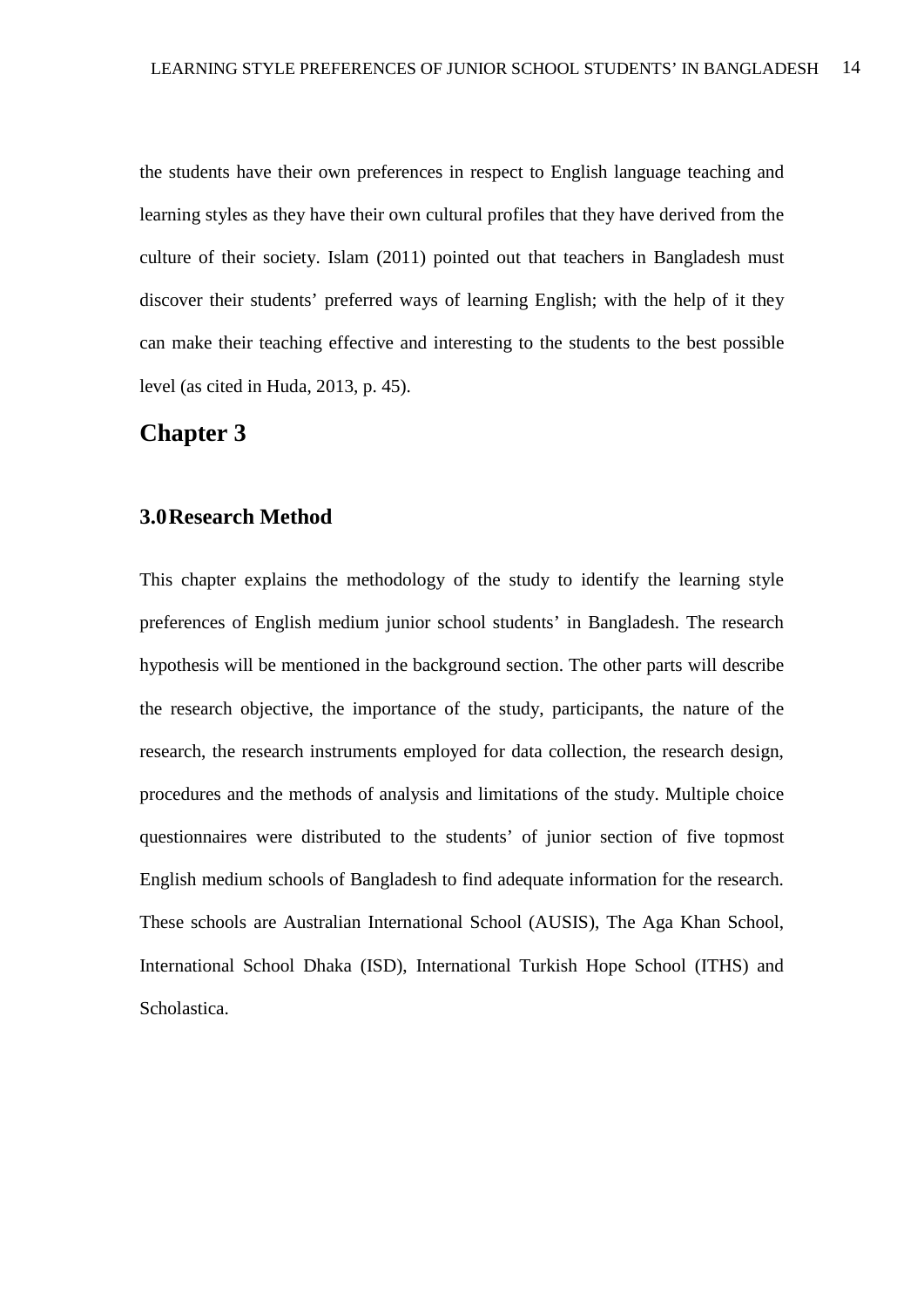the students have their own preferences in respect to English language teaching and learning styles as they have their own cultural profiles that they have derived from the culture of their society. Islam (2011) pointed out that teachers in Bangladesh must discover their students' preferred ways of learning English; with the help of it they can make their teaching effective and interesting to the students to the best possible level (as cited in Huda, 2013, p. 45).

# Chapter 3

## 3.0 Research Method

This chapter explains the methodology of the study to identify the learning style preferences of English medium junior school students' in Bangladesh. The research hypothesis will be mentioned in the background section. The other parts will describe the research objective, the importance of the study, participants, the nature of the research, the research instruments employed for data collection, the research design, procedures and the methods of analysis and limitations of the study. Multiple choice questionnaires were distributed to the students' of junior section of five topmost English medium schools of Bangladesh to find adequate information for the research. These schools are Australian International School (AUSIS), The Aga Khan School, International School Dhaka (ISD), International Turkish Hope School (ITHS) and Scholastica.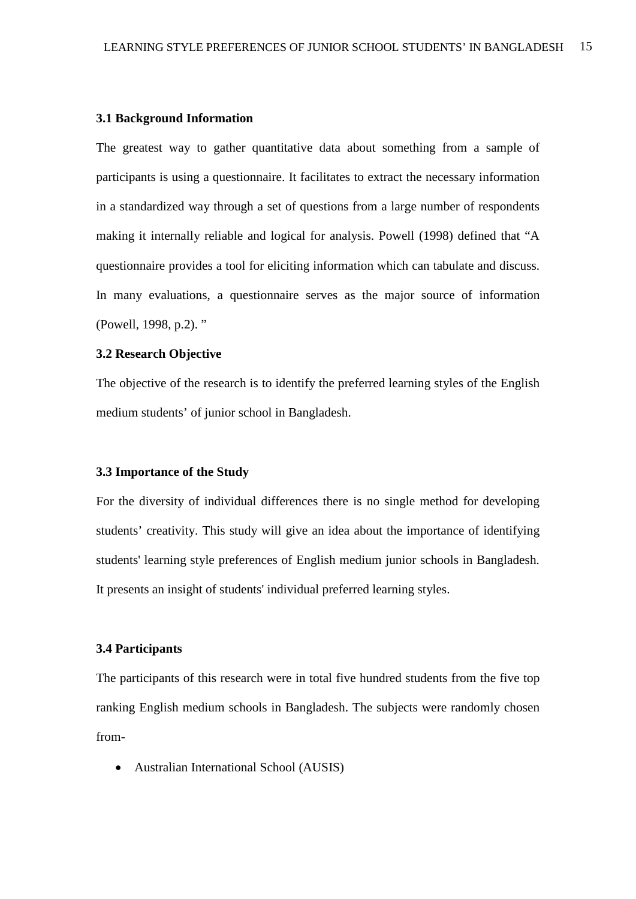### 3.1 Background Information

The greatest way to gather quantitative data about something from a sample of participants is using a questionnaire. It facilitates to extract the necessary information in a standardized way through a set of questions from a large number of respondents making it internally reliable and logical for analysis. Powell (1998) defined that "A questionnaire provides a tool for eliciting information which can tabulate and discuss. In many evaluations, a questionnaire serves as the major source of information (Powell, 1998, p.2). "

### 3.2 Research Objective

The objective of the research is to identify the preferred learning styles of the English medium students' of junior school in Bangladesh.

### 3.3 Importance of the Study

For the diversity of individual differences there is no single method for developing students' creativity. This study will give an idea about the importance of identifying students' learning style preferences of English medium junior schools in Bangladesh. It presents an insight of students' individual preferred learning styles.

### 3.4 Participants

The participants of this research were in total five hundred students from the five top ranking English medium schools in Bangladesh. The subjects were randomly chosen from-

- Australian International School (AUSIS)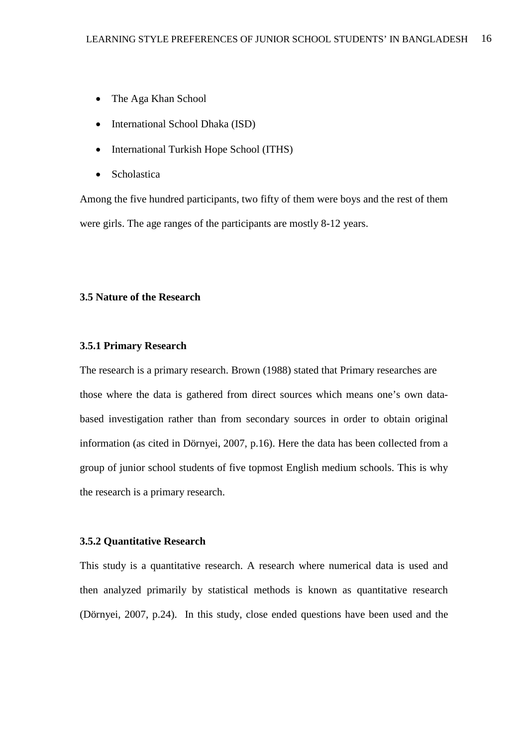- The Aga Khan School
- International School Dhaka (ISD)
- International Turkish Hope School (ITHS)
- Scholastica

Among the five hundred participants, two fifty of them were boys and the rest of them were girls. The age ranges of the participants are mostly 8-12 years.

### 3.5 Nature of the Research

#### 3.5.1 Primary Research

The research is a primary research. Brown (1988) stated that Primary researches are those where the data is gathered from direct sources which means one's own data-based investigation rather than from secondary sources in order to obtain original information (as cited in Dörnyei, 2007, p.16). Here the data has been collected from a group of junior school students of five topmost English medium schools. This is why the research is a primary research.

#### 3.5.2 Quantitative Research

This study is a quantitative research. A research where numerical data is used and then analyzed primarily by statistical methods is known as quantitative research (Dörnyei, 2007, p.24). In this study, close ended questions have been used and the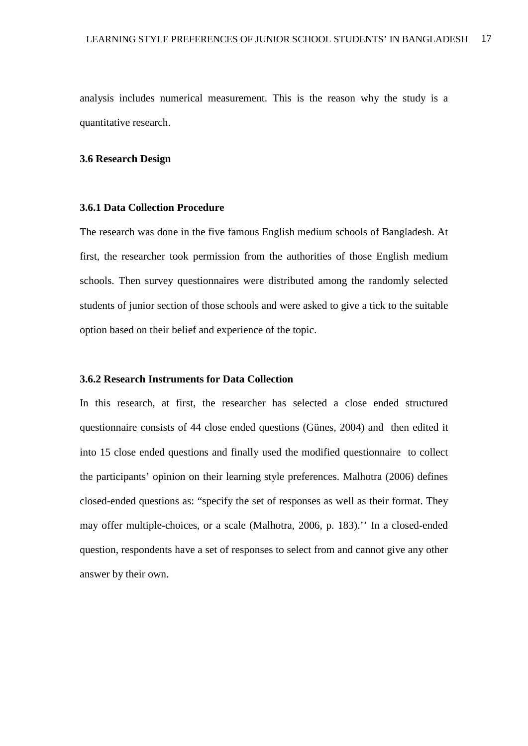analysis includes numerical measurement. This is the reason why the study is a quantitative research.

### 3.6 Research Design

#### 3.6.1 Data Collection Procedure

The research was done in the five famous English medium schools of Bangladesh. At first, the researcher took permission from the authorities of those English medium schools. Then survey questionnaires were distributed among the randomly selected students of junior section of those schools and were asked to give a tick to the suitable option based on their belief and experience of the topic.

#### 3.6.2 Research Instruments for Data Collection

In this research, at first, the researcher has selected a close ended structured questionnaire consists of 44 close ended questions (Günes, 2004) and then edited it into 15 close ended questions and finally used the modified questionnaire to collect the participants' opinion on their learning style preferences. Malhotra (2006) defines closed-ended questions as: "specify the set of responses as well as their format. They may offer multiple-choices, or a scale (Malhotra, 2006, p. 183).'' In a closed-ended question, respondents have a set of responses to select from and cannot give any other answer by their own.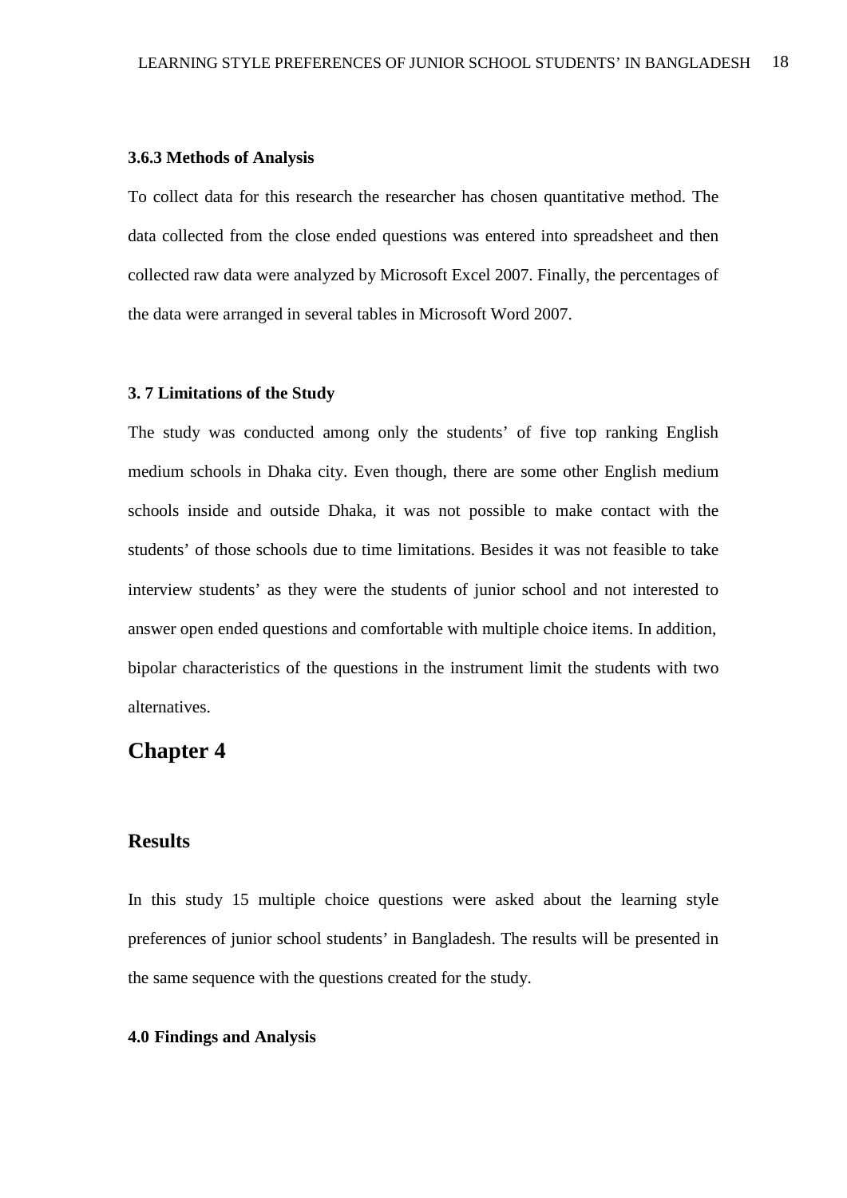### 3.6.3 Methods of Analysis

To collect data for this research the researcher has chosen quantitative method. The data collected from the close ended questions was entered into spreadsheet and then collected raw data were analyzed by Microsoft Excel 2007. Finally, the percentages of the data were arranged in several tables in Microsoft Word 2007.

### 3. 7 Limitations of the Study

The study was conducted among only the students' of five top ranking English medium schools in Dhaka city. Even though, there are some other English medium schools inside and outside Dhaka, it was not possible to make contact with the students' of those schools due to time limitations. Besides it was not feasible to take interview students' as they were the students of junior school and not interested to answer open ended questions and comfortable with multiple choice items. In addition, bipolar characteristics of the questions in the instrument limit the students with two alternatives.

# Chapter 4

## Results

In this study 15 multiple choice questions were asked about the learning style preferences of junior school students' in Bangladesh. The results will be presented in the same sequence with the questions created for the study.

### 4.0 Findings and Analysis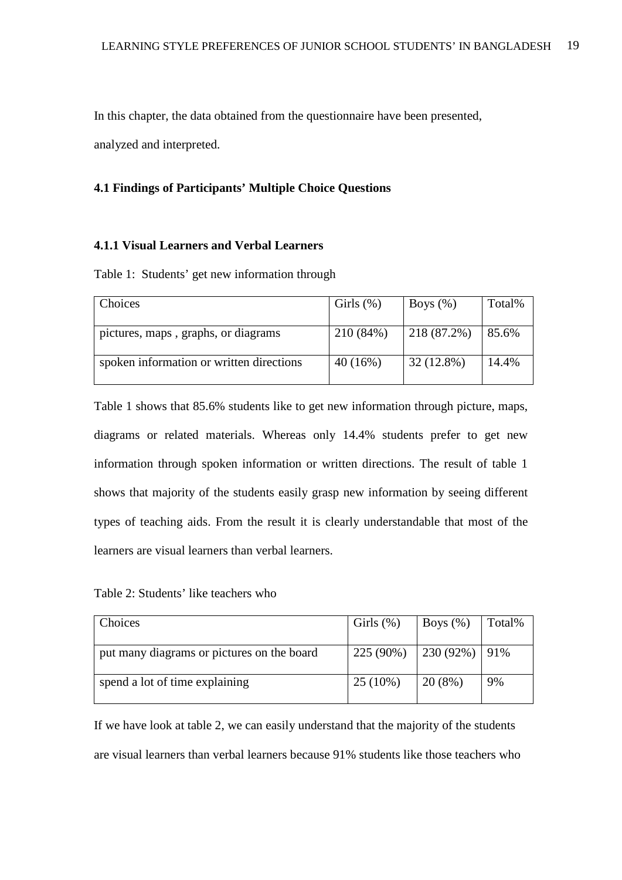In this chapter, the data obtained from the questionnaire have been presented, analyzed and interpreted.

### 4.1 Findings of Participants' Multiple Choice Questions

#### 4.1.1 Visual Learners and Verbal Learners

Table 1: Students' get new information through

| Choices | Girls (%) | Boys (%) | Total% |
|---|---|---|---|
| pictures, maps , graphs, or diagrams | 210 (84%) | 218 (87.2%) | 85.6% |
| spoken information or written directions | 40 (16%) | 32 (12.8%) | 14.4% |

Table 1 shows that 85.6% students like to get new information through picture, maps, diagrams or related materials. Whereas only 14.4% students prefer to get new information through spoken information or written directions. The result of table 1 shows that majority of the students easily grasp new information by seeing different types of teaching aids. From the result it is clearly understandable that most of the learners are visual learners than verbal learners.

Table 2: Students' like teachers who

| Choices | Girls (%) | Boys (%) | Total% |
|---|---|---|---|
| put many diagrams or pictures on the board | 225 (90%) | 230 (92%) | 91% |
| spend a lot of time explaining | 25 (10%) | 20 (8%) | 9% |

If we have look at table 2, we can easily understand that the majority of the students are visual learners than verbal learners because 91% students like those teachers who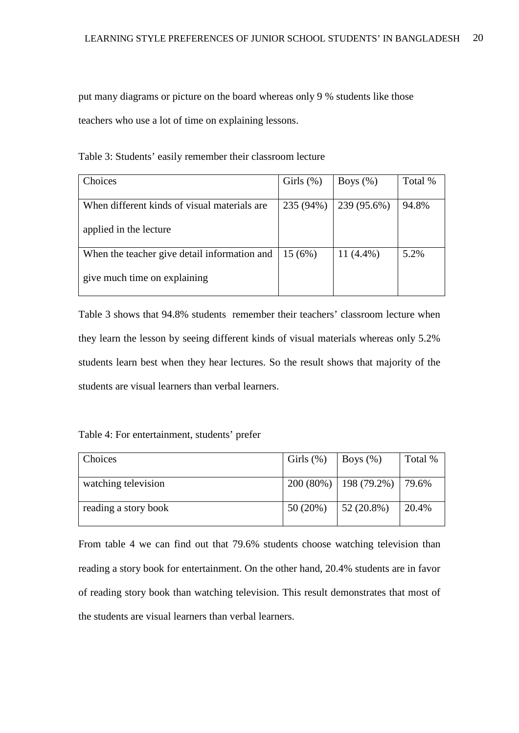put many diagrams or picture on the board whereas only 9 % students like those teachers who use a lot of time on explaining lessons.

Table 3: Students' easily remember their classroom lecture

| Choices | Girls (%) | Boys (%) | Total % |
|---|---|---|---|
| When different kinds of visual materials are applied in the lecture | 235 (94%) | 239 (95.6%) | 94.8% |
| When the teacher give detail information and give much time on explaining | 15 (6%) | 11 (4.4%) | 5.2% |

Table 3 shows that 94.8% students remember their teachers' classroom lecture when they learn the lesson by seeing different kinds of visual materials whereas only 5.2% students learn best when they hear lectures. So the result shows that majority of the students are visual learners than verbal learners.

Table 4: For entertainment, students' prefer

| Choices | Girls (%) | Boys (%) | Total % |
|---|---|---|---|
| watching television | 200 (80%) | 198 (79.2%) | 79.6% |
| reading a story book | 50 (20%) | 52 (20.8%) | 20.4% |

From table 4 we can find out that 79.6% students choose watching television than reading a story book for entertainment. On the other hand, 20.4% students are in favor of reading story book than watching television. This result demonstrates that most of the students are visual learners than verbal learners.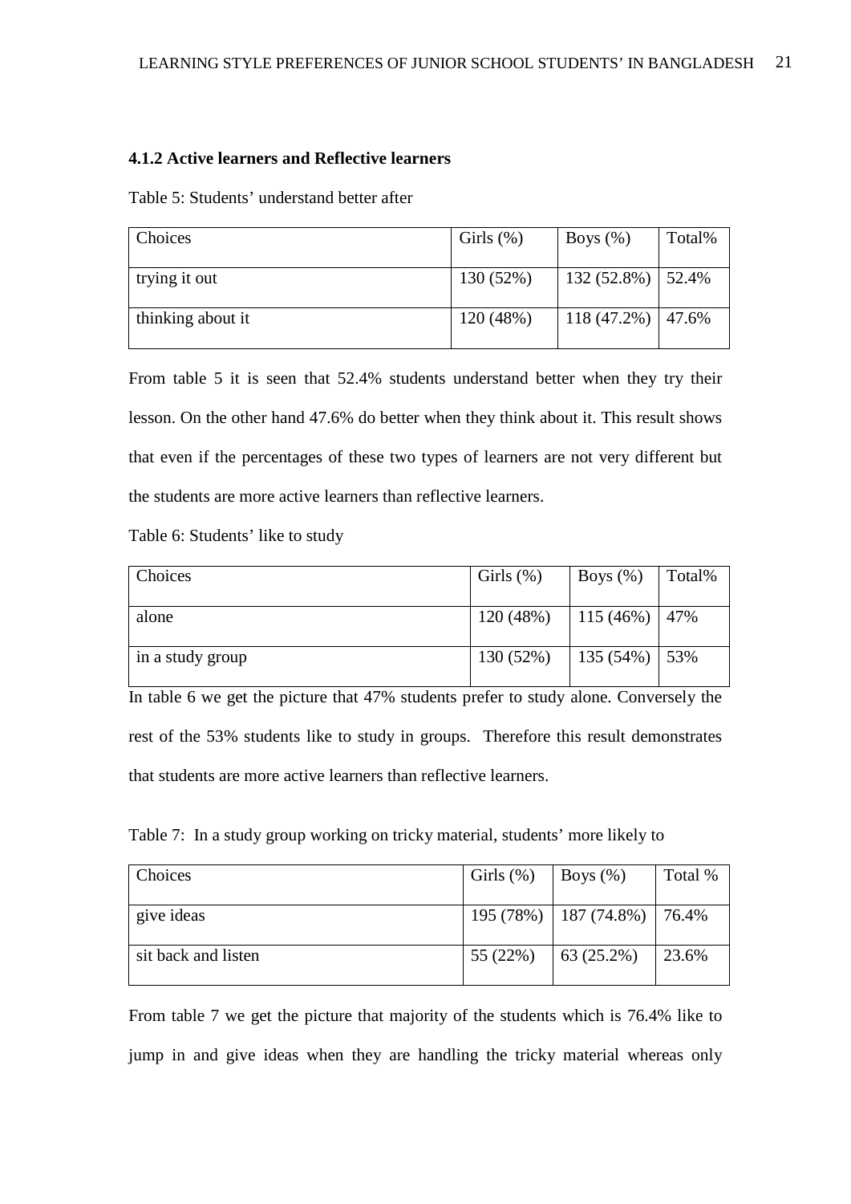### 4.1.2 Active learners and Reflective learners

Table 5: Students' understand better after

| Choices | Girls (%) | Boys (%) | Total% |
|---|---|---|---|
| trying it out | 130 (52%) | 132 (52.8%) | 52.4% |
| thinking about it | 120 (48%) | 118 (47.2%) | 47.6% |

From table 5 it is seen that 52.4% students understand better when they try their lesson. On the other hand 47.6% do better when they think about it. This result shows that even if the percentages of these two types of learners are not very different but the students are more active learners than reflective learners.

Table 6: Students' like to study

| Choices | Girls (%) | Boys (%) | Total% |
|---|---|---|---|
| alone | 120 (48%) | 115 (46%) | 47% |
| in a study group | 130 (52%) | 135 (54%) | 53% |

In table 6 we get the picture that 47% students prefer to study alone. Conversely the rest of the 53% students like to study in groups. Therefore this result demonstrates that students are more active learners than reflective learners.

Table 7: In a study group working on tricky material, students' more likely to

| Choices | Girls (%) | Boys (%) | Total % |
|---|---|---|---|
| give ideas | 195 (78%) | 187 (74.8%) | 76.4% |
| sit back and listen | 55 (22%) | 63 (25.2%) | 23.6% |

From table 7 we get the picture that majority of the students which is 76.4% like to jump in and give ideas when they are handling the tricky material whereas only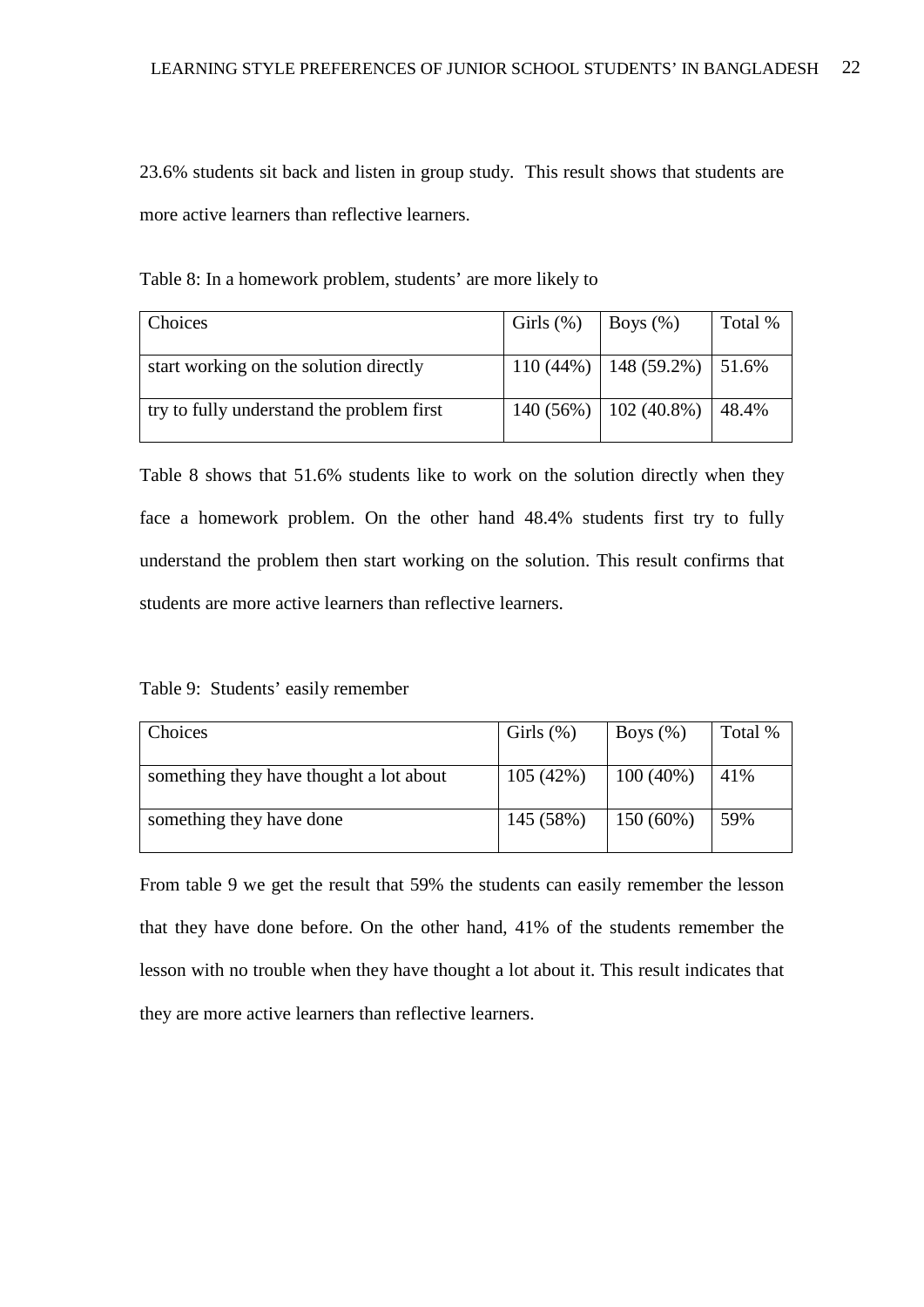23.6% students sit back and listen in group study. This result shows that students are more active learners than reflective learners.

Table 8: In a homework problem, students' are more likely to

| Choices | Girls (%) | Boys (%) | Total % |
|---|---|---|---|
| start working on the solution directly | 110 (44%) | 148 (59.2%) | 51.6% |
| try to fully understand the problem first | 140 (56%) | 102 (40.8%) | 48.4% |

Table 8 shows that 51.6% students like to work on the solution directly when they face a homework problem. On the other hand 48.4% students first try to fully understand the problem then start working on the solution. This result confirms that students are more active learners than reflective learners.

Table 9: Students' easily remember

| Choices | Girls (%) | Boys (%) | Total % |
|---|---|---|---|
| something they have thought a lot about | 105 (42%) | 100 (40%) | 41% |
| something they have done | 145 (58%) | 150 (60%) | 59% |

From table 9 we get the result that 59% the students can easily remember the lesson that they have done before. On the other hand, 41% of the students remember the lesson with no trouble when they have thought a lot about it. This result indicates that they are more active learners than reflective learners.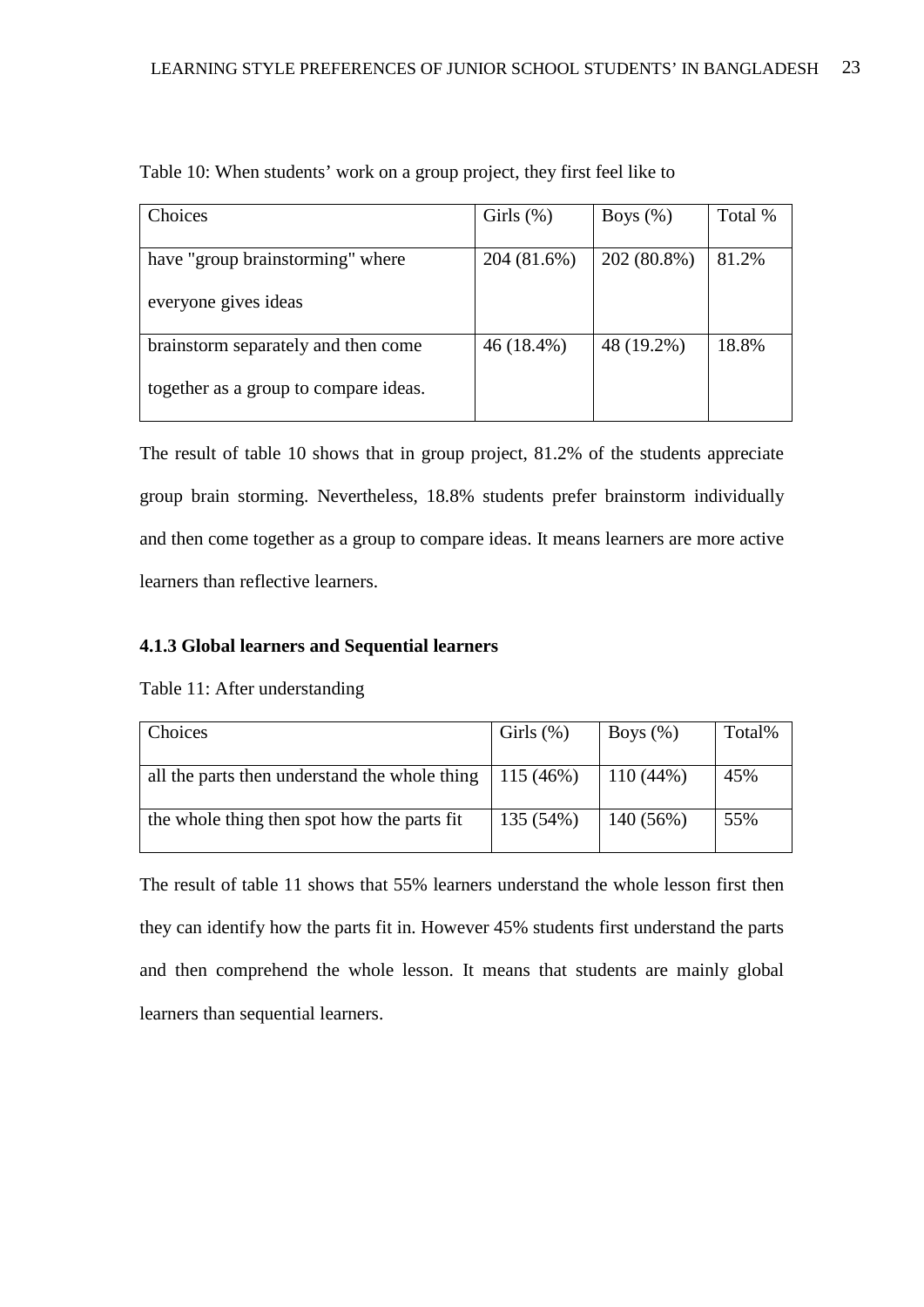Table 10: When students' work on a group project, they first feel like to

| Choices | Girls (%) | Boys (%) | Total % |
|---|---|---|---|
| have "group brainstorming" where everyone gives ideas | 204 (81.6%) | 202 (80.8%) | 81.2% |
| brainstorm separately and then come together as a group to compare ideas. | 46 (18.4%) | 48 (19.2%) | 18.8% |

The result of table 10 shows that in group project, 81.2% of the students appreciate group brain storming. Nevertheless, 18.8% students prefer brainstorm individually and then come together as a group to compare ideas. It means learners are more active learners than reflective learners.

### 4.1.3 Global learners and Sequential learners

Table 11: After understanding

| Choices | Girls (%) | Boys (%) | Total% |
|---|---|---|---|
| all the parts then understand the whole thing | 115 (46%) | 110 (44%) | 45% |
| the whole thing then spot how the parts fit | 135 (54%) | 140 (56%) | 55% |

The result of table 11 shows that 55% learners understand the whole lesson first then they can identify how the parts fit in. However 45% students first understand the parts and then comprehend the whole lesson. It means that students are mainly global learners than sequential learners.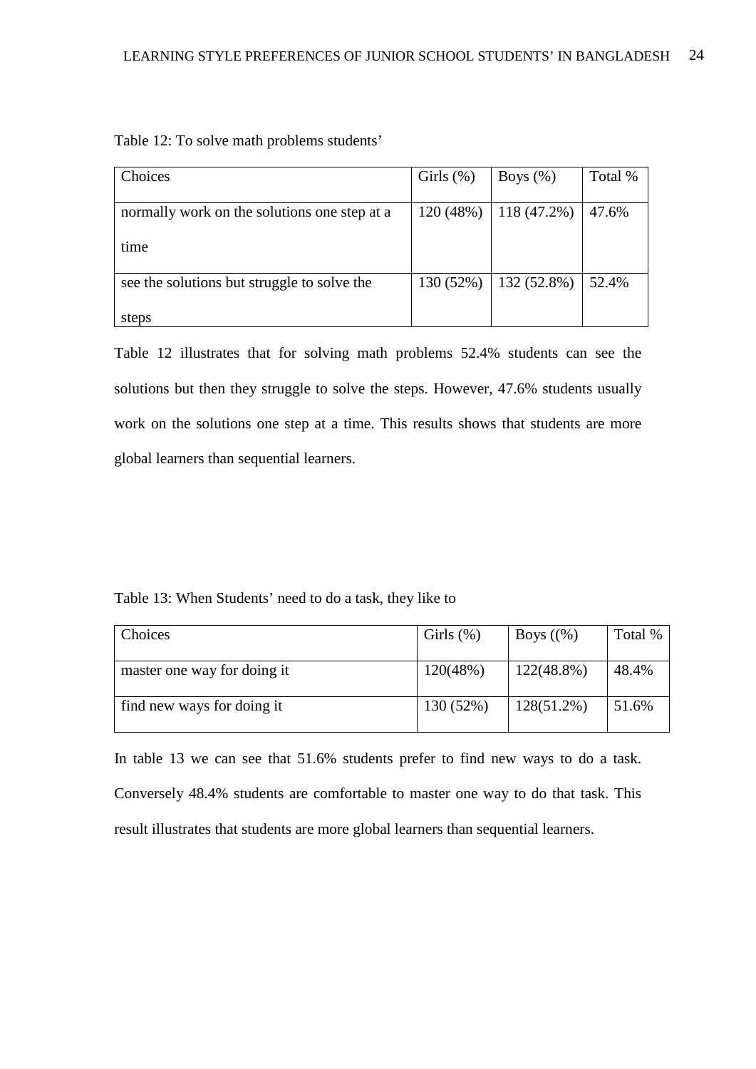Table 12: To solve math problems students'

| Choices | Girls (%) | Boys (%) | Total % |
| --- | --- | --- | --- |
| normally work on the solutions one step at a time | 120 (48%) | 118 (47.2%) | 47.6% |
| see the solutions but struggle to solve the steps | 130 (52%) | 132 (52.8%) | 52.4% |

Table 12 illustrates that for solving math problems 52.4% students can see the solutions but then they struggle to solve the steps. However, 47.6% students usually work on the solutions one step at a time. This results shows that students are more global learners than sequential learners.

Table 13: When Students' need to do a task, they like to

| Choices | Girls (%) | Boys ((%) | Total % |
| --- | --- | --- | --- |
| master one way for doing it | 120(48%) | 122(48.8%) | 48.4% |
| find new ways for doing it | 130 (52%) | 128(51.2%) | 51.6% |

In table 13 we can see that 51.6% students prefer to find new ways to do a task. Conversely 48.4% students are comfortable to master one way to do that task. This result illustrates that students are more global learners than sequential learners.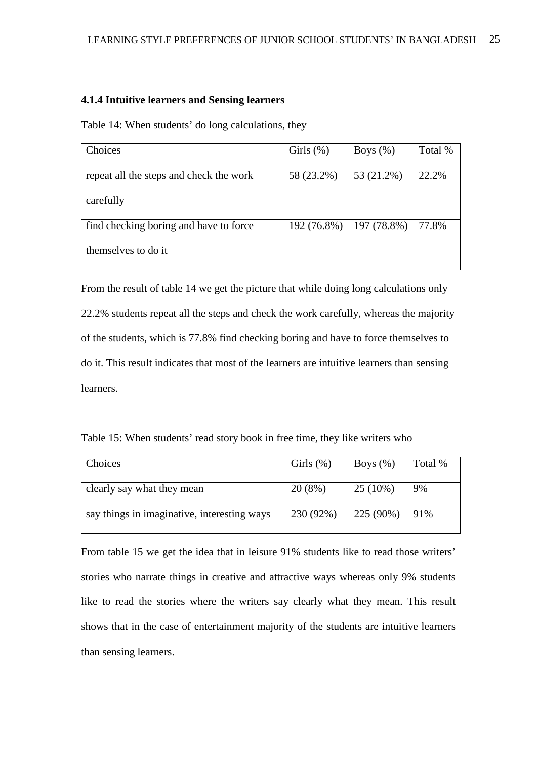#### 4.1.4 Intuitive learners and Sensing learners

Table 14: When students' do long calculations, they

| Choices | Girls (%) | Boys (%) | Total % |
|---|---|---|---|
| repeat all the steps and check the work carefully | 58 (23.2%) | 53 (21.2%) | 22.2% |
| find checking boring and have to force themselves to do it | 192 (76.8%) | 197 (78.8%) | 77.8% |

From the result of table 14 we get the picture that while doing long calculations only 22.2% students repeat all the steps and check the work carefully, whereas the majority of the students, which is 77.8% find checking boring and have to force themselves to do it. This result indicates that most of the learners are intuitive learners than sensing learners.

Table 15: When students' read story book in free time, they like writers who

| Choices | Girls (%) | Boys (%) | Total % |
|---|---|---|---|
| clearly say what they mean | 20 (8%) | 25 (10%) | 9% |
| say things in imaginative, interesting ways | 230 (92%) | 225 (90%) | 91% |

From table 15 we get the idea that in leisure 91% students like to read those writers' stories who narrate things in creative and attractive ways whereas only 9% students like to read the stories where the writers say clearly what they mean. This result shows that in the case of entertainment majority of the students are intuitive learners than sensing learners.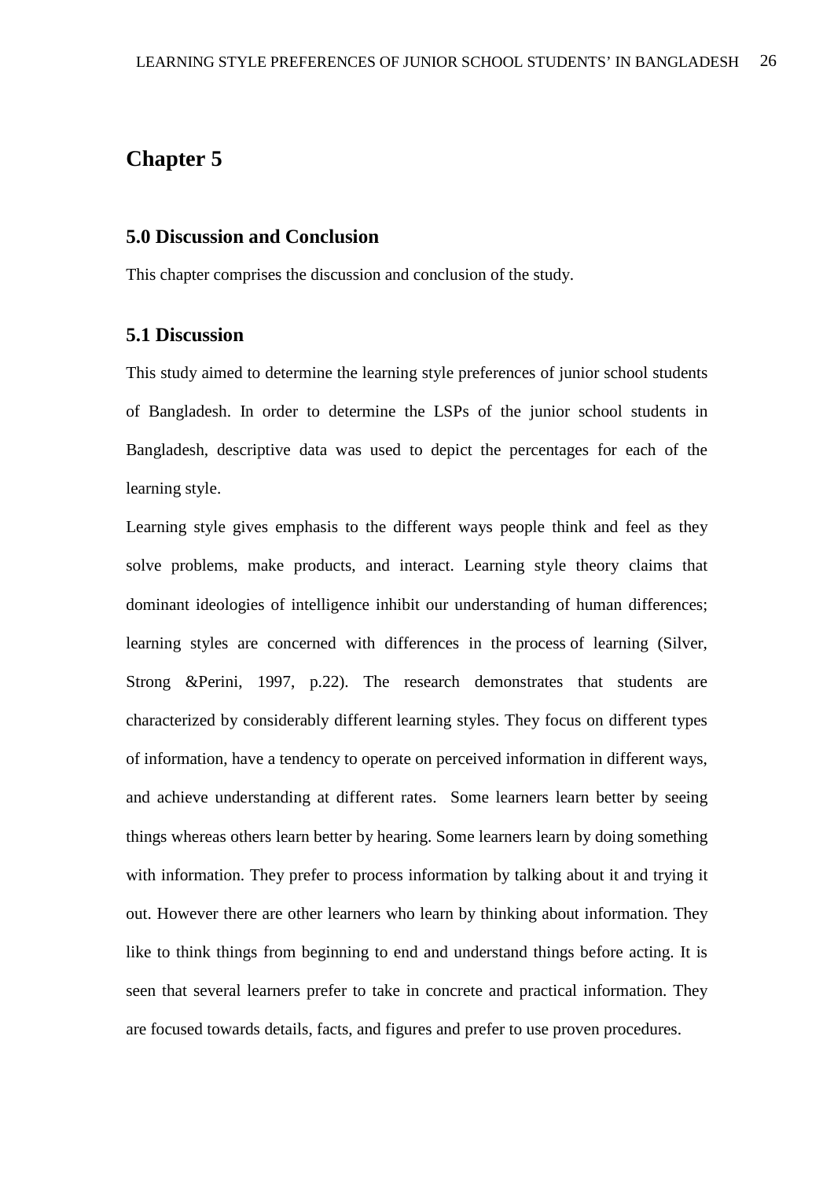# Chapter 5

## 5.0 Discussion and Conclusion

This chapter comprises the discussion and conclusion of the study.

## 5.1 Discussion

This study aimed to determine the learning style preferences of junior school students of Bangladesh. In order to determine the LSPs of the junior school students in Bangladesh, descriptive data was used to depict the percentages for each of the learning style.

Learning style gives emphasis to the different ways people think and feel as they solve problems, make products, and interact. Learning style theory claims that dominant ideologies of intelligence inhibit our understanding of human differences; learning styles are concerned with differences in the process of learning (Silver, Strong &Perini, 1997, p.22). The research demonstrates that students are characterized by considerably different learning styles. They focus on different types of information, have a tendency to operate on perceived information in different ways, and achieve understanding at different rates. Some learners learn better by seeing things whereas others learn better by hearing. Some learners learn by doing something with information. They prefer to process information by talking about it and trying it out. However there are other learners who learn by thinking about information. They like to think things from beginning to end and understand things before acting. It is seen that several learners prefer to take in concrete and practical information. They are focused towards details, facts, and figures and prefer to use proven procedures.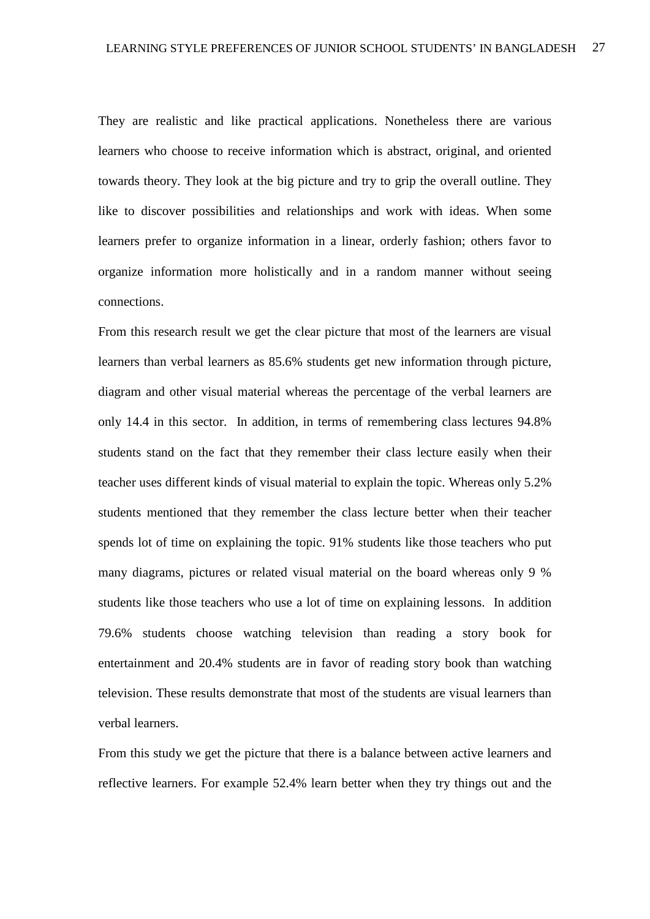They are realistic and like practical applications. Nonetheless there are various learners who choose to receive information which is abstract, original, and oriented towards theory. They look at the big picture and try to grip the overall outline. They like to discover possibilities and relationships and work with ideas. When some learners prefer to organize information in a linear, orderly fashion; others favor to organize information more holistically and in a random manner without seeing connections.

From this research result we get the clear picture that most of the learners are visual learners than verbal learners as 85.6% students get new information through picture, diagram and other visual material whereas the percentage of the verbal learners are only 14.4 in this sector. In addition, in terms of remembering class lectures 94.8% students stand on the fact that they remember their class lecture easily when their teacher uses different kinds of visual material to explain the topic. Whereas only 5.2% students mentioned that they remember the class lecture better when their teacher spends lot of time on explaining the topic. 91% students like those teachers who put many diagrams, pictures or related visual material on the board whereas only 9 % students like those teachers who use a lot of time on explaining lessons. In addition 79.6% students choose watching television than reading a story book for entertainment and 20.4% students are in favor of reading story book than watching television. These results demonstrate that most of the students are visual learners than verbal learners.

From this study we get the picture that there is a balance between active learners and reflective learners. For example 52.4% learn better when they try things out and the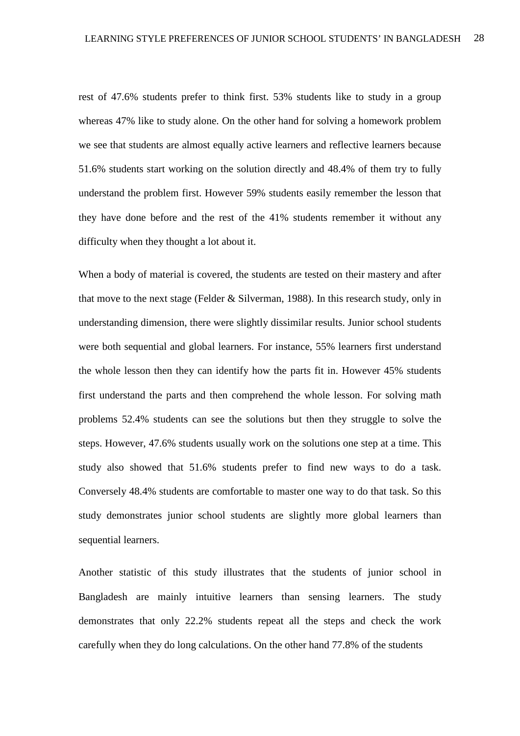rest of 47.6% students prefer to think first. 53% students like to study in a group whereas 47% like to study alone. On the other hand for solving a homework problem we see that students are almost equally active learners and reflective learners because 51.6% students start working on the solution directly and 48.4% of them try to fully understand the problem first. However 59% students easily remember the lesson that they have done before and the rest of the 41% students remember it without any difficulty when they thought a lot about it.

When a body of material is covered, the students are tested on their mastery and after that move to the next stage (Felder & Silverman, 1988). In this research study, only in understanding dimension, there were slightly dissimilar results. Junior school students were both sequential and global learners. For instance, 55% learners first understand the whole lesson then they can identify how the parts fit in. However 45% students first understand the parts and then comprehend the whole lesson. For solving math problems 52.4% students can see the solutions but then they struggle to solve the steps. However, 47.6% students usually work on the solutions one step at a time. This study also showed that 51.6% students prefer to find new ways to do a task. Conversely 48.4% students are comfortable to master one way to do that task. So this study demonstrates junior school students are slightly more global learners than sequential learners.

Another statistic of this study illustrates that the students of junior school in Bangladesh are mainly intuitive learners than sensing learners. The study demonstrates that only 22.2% students repeat all the steps and check the work carefully when they do long calculations. On the other hand 77.8% of the students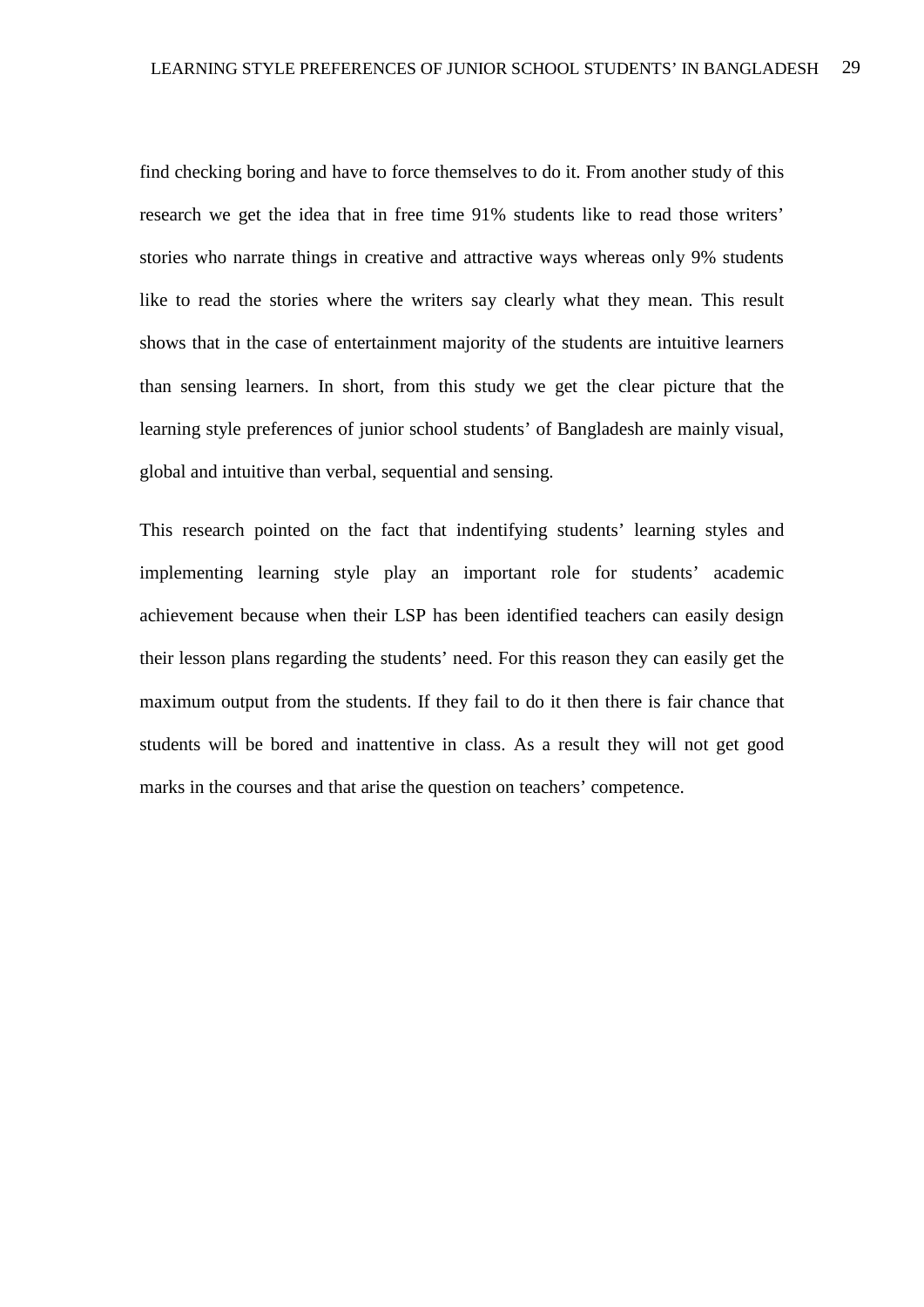find checking boring and have to force themselves to do it. From another study of this research we get the idea that in free time 91% students like to read those writers' stories who narrate things in creative and attractive ways whereas only 9% students like to read the stories where the writers say clearly what they mean. This result shows that in the case of entertainment majority of the students are intuitive learners than sensing learners. In short, from this study we get the clear picture that the learning style preferences of junior school students' of Bangladesh are mainly visual, global and intuitive than verbal, sequential and sensing.

This research pointed on the fact that indentifying students' learning styles and implementing learning style play an important role for students' academic achievement because when their LSP has been identified teachers can easily design their lesson plans regarding the students' need. For this reason they can easily get the maximum output from the students. If they fail to do it then there is fair chance that students will be bored and inattentive in class. As a result they will not get good marks in the courses and that arise the question on teachers' competence.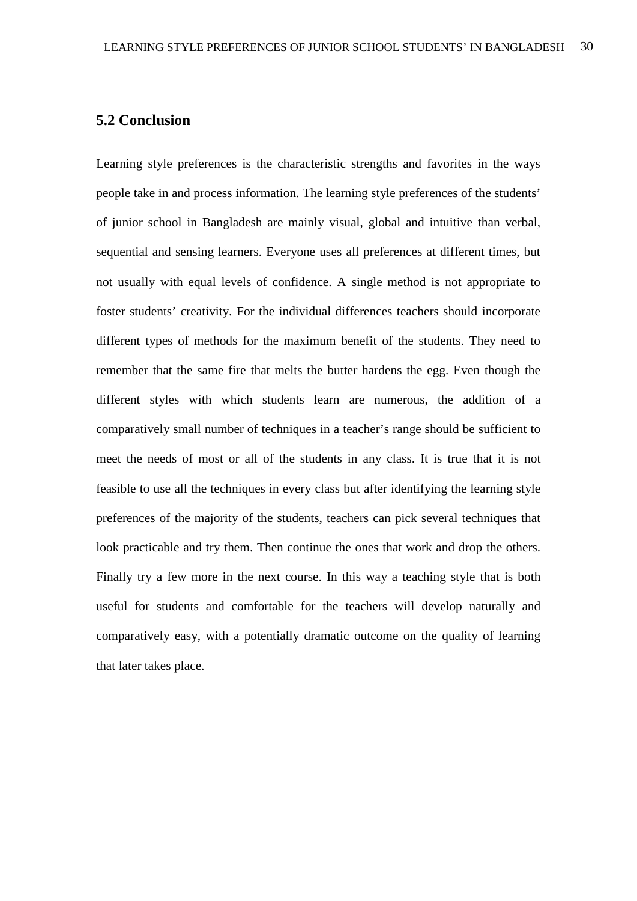## 5.2 Conclusion

Learning style preferences is the characteristic strengths and favorites in the ways people take in and process information. The learning style preferences of the students' of junior school in Bangladesh are mainly visual, global and intuitive than verbal, sequential and sensing learners. Everyone uses all preferences at different times, but not usually with equal levels of confidence. A single method is not appropriate to foster students' creativity. For the individual differences teachers should incorporate different types of methods for the maximum benefit of the students. They need to remember that the same fire that melts the butter hardens the egg. Even though the different styles with which students learn are numerous, the addition of a comparatively small number of techniques in a teacher's range should be sufficient to meet the needs of most or all of the students in any class. It is true that it is not feasible to use all the techniques in every class but after identifying the learning style preferences of the majority of the students, teachers can pick several techniques that look practicable and try them. Then continue the ones that work and drop the others. Finally try a few more in the next course. In this way a teaching style that is both useful for students and comfortable for the teachers will develop naturally and comparatively easy, with a potentially dramatic outcome on the quality of learning that later takes place.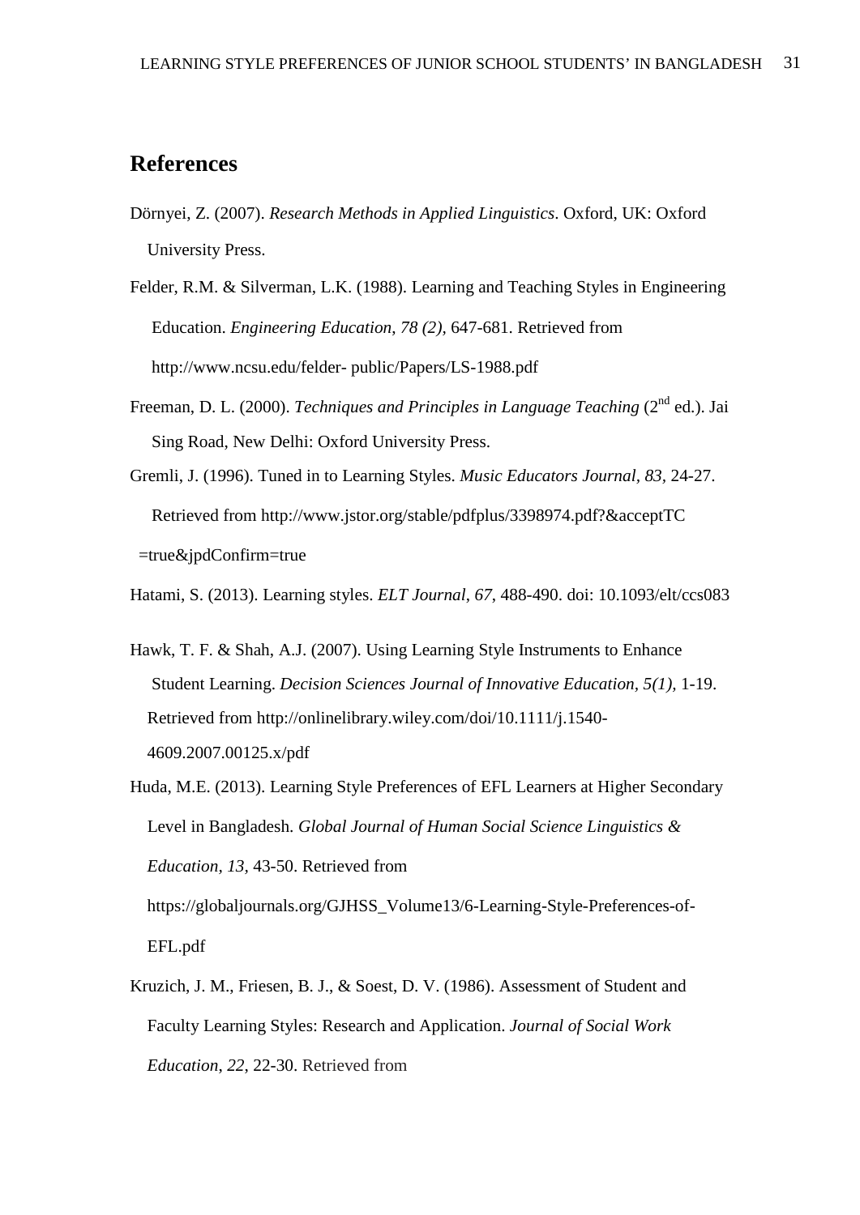## References

Dörnyei, Z. (2007). *Research Methods in Applied Linguistics*. Oxford, UK: Oxford University Press.

Felder, R.M. & Silverman, L.K. (1988). Learning and Teaching Styles in Engineering Education. *Engineering Education, 78 (2)*, 647-681. Retrieved from http://www.ncsu.edu/felder- public/Papers/LS-1988.pdf

Freeman, D. L. (2000). *Techniques and Principles in Language Teaching* (2nd ed.). Jai Sing Road, New Delhi: Oxford University Press.

Gremli, J. (1996). Tuned in to Learning Styles. *Music Educators Journal*, *83*, 24-27. Retrieved from http://www.jstor.org/stable/pdfplus/3398974.pdf?&acceptTC =true&jpdConfirm=true

Hatami, S. (2013). Learning styles. *ELT Journal*, *67*, 488-490. doi: 10.1093/elt/ccs083

Hawk, T. F. & Shah, A.J. (2007). Using Learning Style Instruments to Enhance Student Learning. *Decision Sciences Journal of Innovative Education, 5(1),* 1-19. Retrieved from http://onlinelibrary.wiley.com/doi/10.1111/j.1540-4609.2007.00125.x/pdf

Huda, M.E. (2013). Learning Style Preferences of EFL Learners at Higher Secondary Level in Bangladesh. *Global Journal of Human Social Science Linguistics & Education, 13,* 43-50. Retrieved from https://globaljournals.org/GJHSS_Volume13/6-Learning-Style-Preferences-of-EFL.pdf

Kruzich, J. M., Friesen, B. J., & Soest, D. V. (1986). Assessment of Student and Faculty Learning Styles: Research and Application. *Journal of Social Work Education*, *22*, 22-30. Retrieved from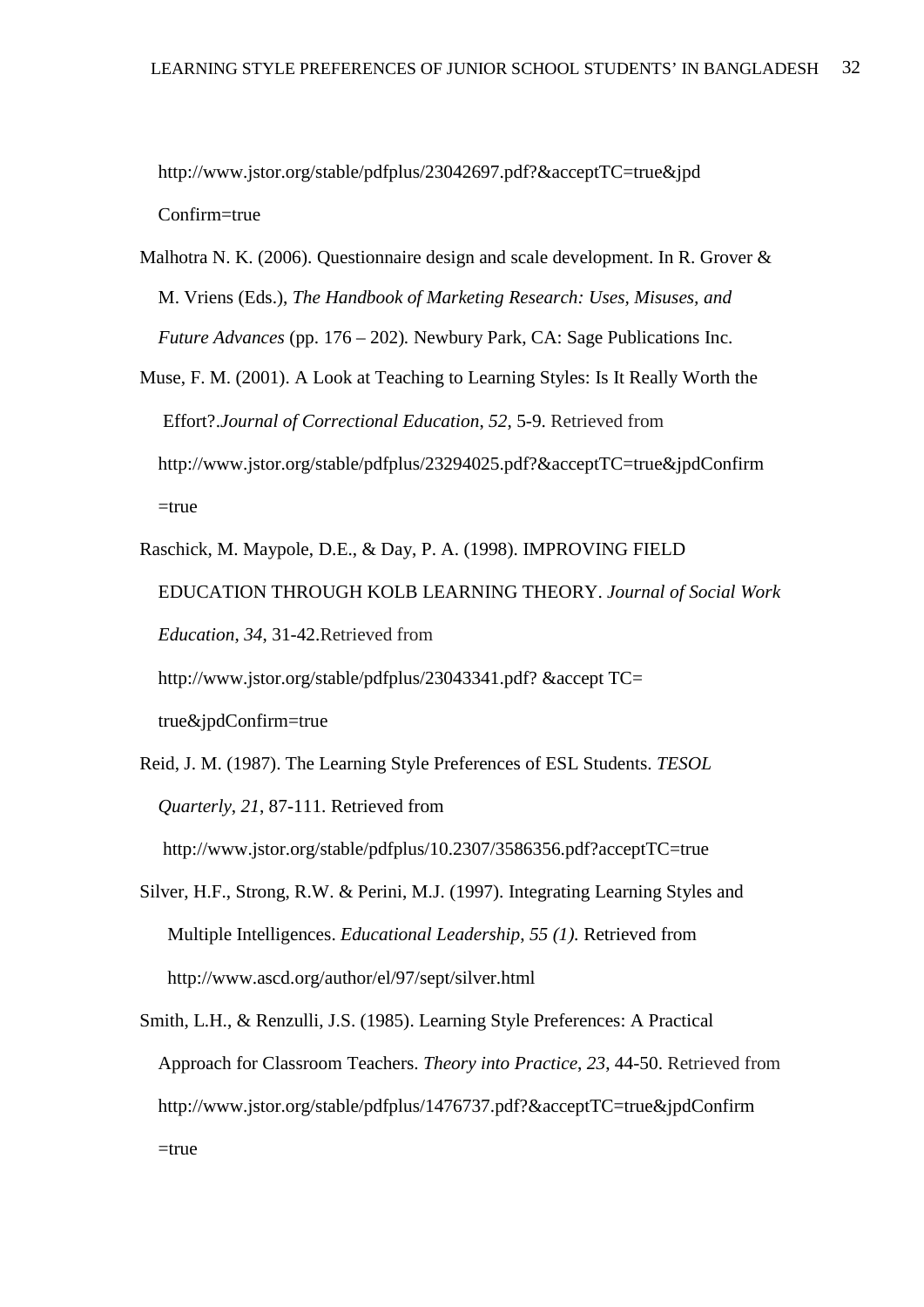http://www.jstor.org/stable/pdfplus/23042697.pdf?&acceptTC=true&jpd Confirm=true

Malhotra N. K. (2006). Questionnaire design and scale development. In R. Grover & M. Vriens (Eds.), *The Handbook of Marketing Research: Uses, Misuses, and Future Advances* (pp. 176 – 202). Newbury Park, CA: Sage Publications Inc.

Muse, F. M. (2001). A Look at Teaching to Learning Styles: Is It Really Worth the Effort?.*Journal of Correctional Education*, *52,* 5-9. Retrieved from http://www.jstor.org/stable/pdfplus/23294025.pdf?&acceptTC=true&jpdConfirm =true

Raschick, M. Maypole, D.E., & Day, P. A. (1998). IMPROVING FIELD EDUCATION THROUGH KOLB LEARNING THEORY. *Journal of Social Work Education*, *34*, 31-42.Retrieved from http://www.jstor.org/stable/pdfplus/23043341.pdf? &accept TC= true&jpdConfirm=true

Reid, J. M. (1987). The Learning Style Preferences of ESL Students. *TESOL Quarterly*, *21*, 87-111. Retrieved from http://www.jstor.org/stable/pdfplus/10.2307/3586356.pdf?acceptTC=true

Silver, H.F., Strong, R.W. & Perini, M.J. (1997). Integrating Learning Styles and Multiple Intelligences. *Educational Leadership*, *55 (1).* Retrieved from http://www.ascd.org/author/el/97/sept/silver.html

Smith, L.H., & Renzulli, J.S. (1985). Learning Style Preferences: A Practical Approach for Classroom Teachers. *Theory into Practice*, *23*, 44-50. Retrieved from http://www.jstor.org/stable/pdfplus/1476737.pdf?&acceptTC=true&jpdConfirm =true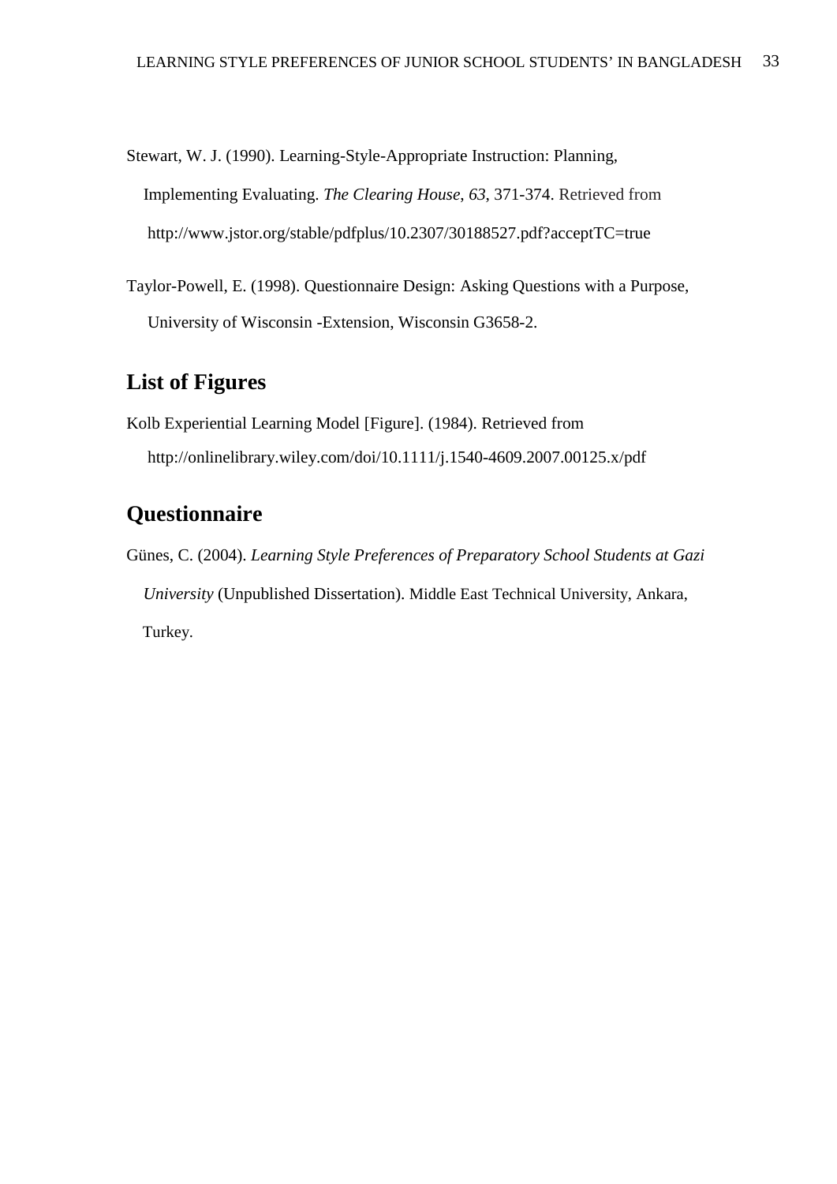Stewart, W. J. (1990). Learning-Style-Appropriate Instruction: Planning, Implementing Evaluating. *The Clearing House*, *63*, 371-374. Retrieved from http://www.jstor.org/stable/pdfplus/10.2307/30188527.pdf?acceptTC=true

Taylor-Powell, E. (1998). Questionnaire Design: Asking Questions with a Purpose, University of Wisconsin -Extension, Wisconsin G3658-2.

## List of Figures

Kolb Experiential Learning Model [Figure]. (1984). Retrieved from http://onlinelibrary.wiley.com/doi/10.1111/j.1540-4609.2007.00125.x/pdf

## Questionnaire

Günes, C. (2004). *Learning Style Preferences of Preparatory School Students at Gazi University* (Unpublished Dissertation). Middle East Technical University, Ankara, Turkey.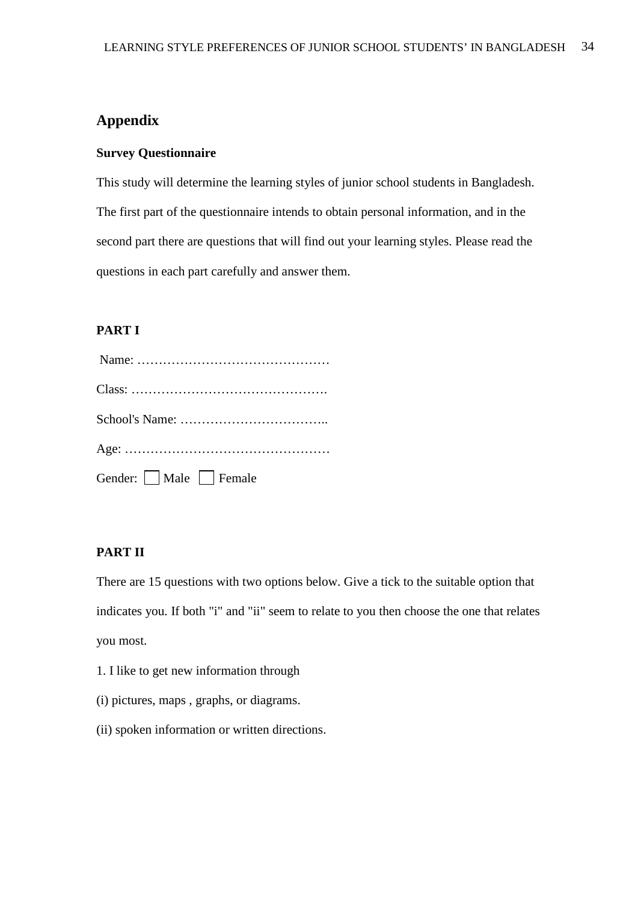# Appendix

**Survey Questionnaire**

This study will determine the learning styles of junior school students in Bangladesh. The first part of the questionnaire intends to obtain personal information, and in the second part there are questions that will find out your learning styles. Please read the questions in each part carefully and answer them.

**PART I**

Name: ………………………………………

Class: ……………………………………….

School's Name: ……………………………..

Age: …………………………………………

Gender: ☐ Male ☐ Female

**PART II**

There are 15 questions with two options below. Give a tick to the suitable option that indicates you. If both "i" and "ii" seem to relate to you then choose the one that relates you most.

1. I like to get new information through

(i) pictures, maps , graphs, or diagrams.

(ii) spoken information or written directions.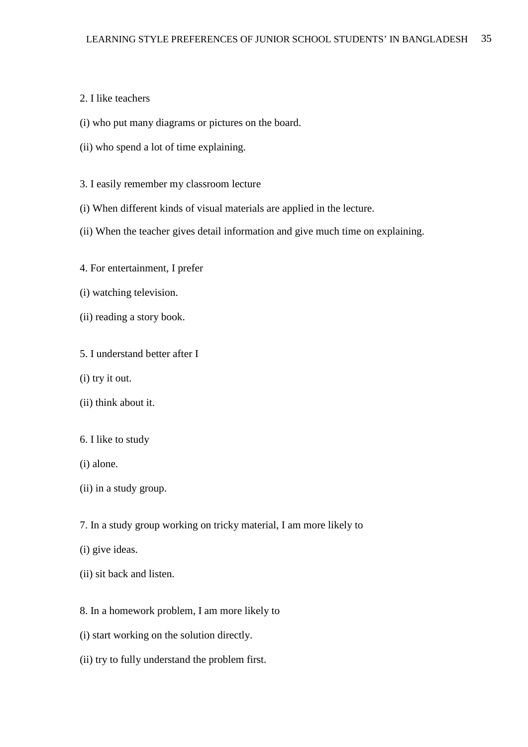2. I like teachers

(i) who put many diagrams or pictures on the board.

(ii) who spend a lot of time explaining.

3. I easily remember my classroom lecture

(i) When different kinds of visual materials are applied in the lecture.

(ii) When the teacher gives detail information and give much time on explaining.

4. For entertainment, I prefer

(i) watching television.

(ii) reading a story book.

5. I understand better after I

(i) try it out.

(ii) think about it.

6. I like to study

(i) alone.

(ii) in a study group.

7. In a study group working on tricky material, I am more likely to

(i) give ideas.

(ii) sit back and listen.

8. In a homework problem, I am more likely to

(i) start working on the solution directly.

(ii) try to fully understand the problem first.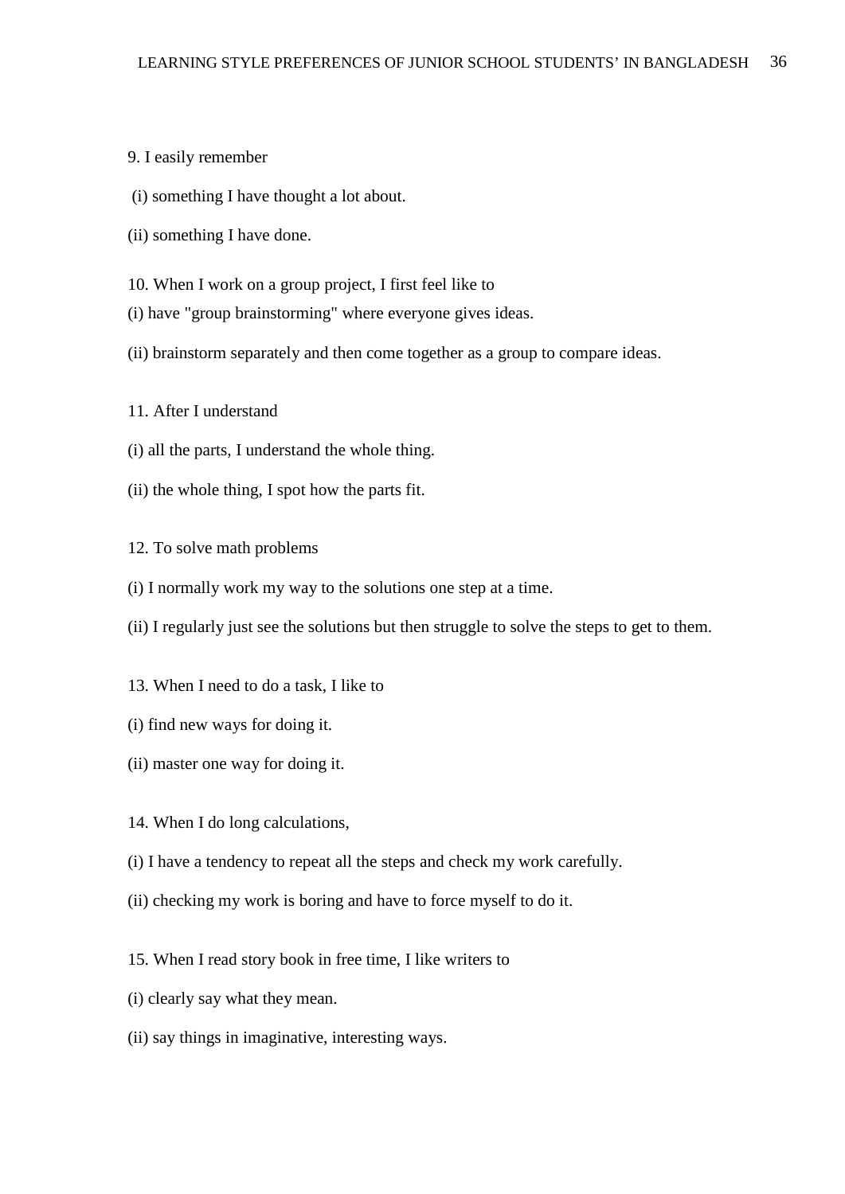9. I easily remember

(i) something I have thought a lot about.

(ii) something I have done.

10. When I work on a group project, I first feel like to

(i) have "group brainstorming" where everyone gives ideas.

(ii) brainstorm separately and then come together as a group to compare ideas.

11. After I understand

(i) all the parts, I understand the whole thing.

(ii) the whole thing, I spot how the parts fit.

12. To solve math problems

(i) I normally work my way to the solutions one step at a time.

(ii) I regularly just see the solutions but then struggle to solve the steps to get to them.

13. When I need to do a task, I like to

(i) find new ways for doing it.

(ii) master one way for doing it.

14. When I do long calculations,

(i) I have a tendency to repeat all the steps and check my work carefully.

(ii) checking my work is boring and have to force myself to do it.

15. When I read story book in free time, I like writers to

(i) clearly say what they mean.

(ii) say things in imaginative, interesting ways.